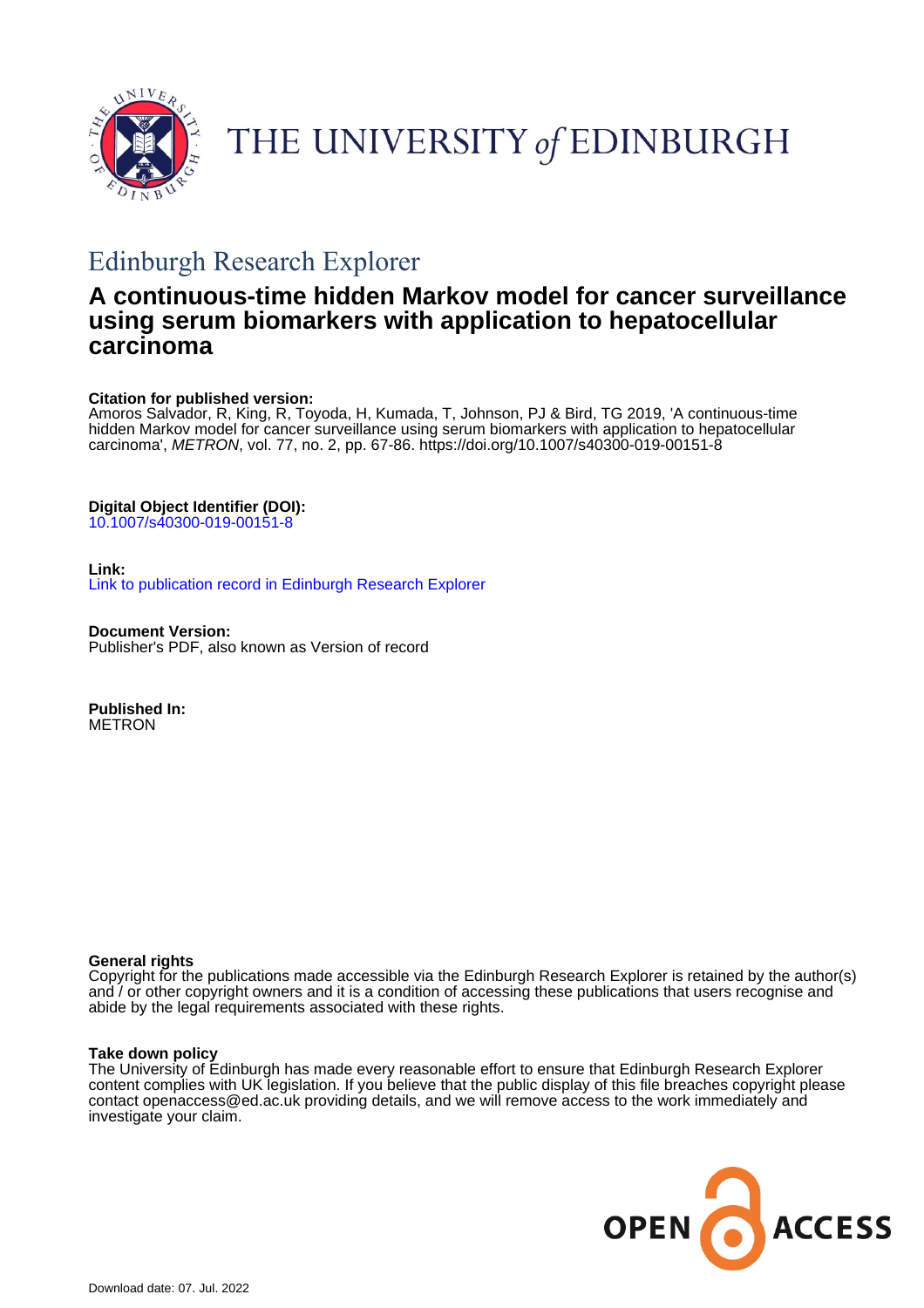THE UNIVERSITY *of* EDINBURGH

## Edinburgh Research Explorer

# A continuous-time hidden Markov model for cancer surveillance using serum biomarkers with application to hepatocellular carcinoma

**Citation for published version:**
Amoros Salvador, R, King, R, Toyoda, H, Kumada, T, Johnson, PJ & Bird, TG 2019, 'A continuous-time hidden Markov model for cancer surveillance using serum biomarkers with application to hepatocellular carcinoma', *METRON*, vol. 77, no. 2, pp. 67-86. https://doi.org/10.1007/s40300-019-00151-8

**Digital Object Identifier (DOI):**
10.1007/s40300-019-00151-8

**Link:**
Link to publication record in Edinburgh Research Explorer

**Document Version:**
Publisher's PDF, also known as Version of record

**Published In:**
METRON

**General rights**
Copyright for the publications made accessible via the Edinburgh Research Explorer is retained by the author(s) and / or other copyright owners and it is a condition of accessing these publications that users recognise and abide by the legal requirements associated with these rights.

**Take down policy**
The University of Edinburgh has made every reasonable effort to ensure that Edinburgh Research Explorer content complies with UK legislation. If you believe that the public display of this file breaches copyright please contact openaccess@ed.ac.uk providing details, and we will remove access to the work immediately and investigate your claim.

OPEN ACCESS

Download date: 07. Jul. 2022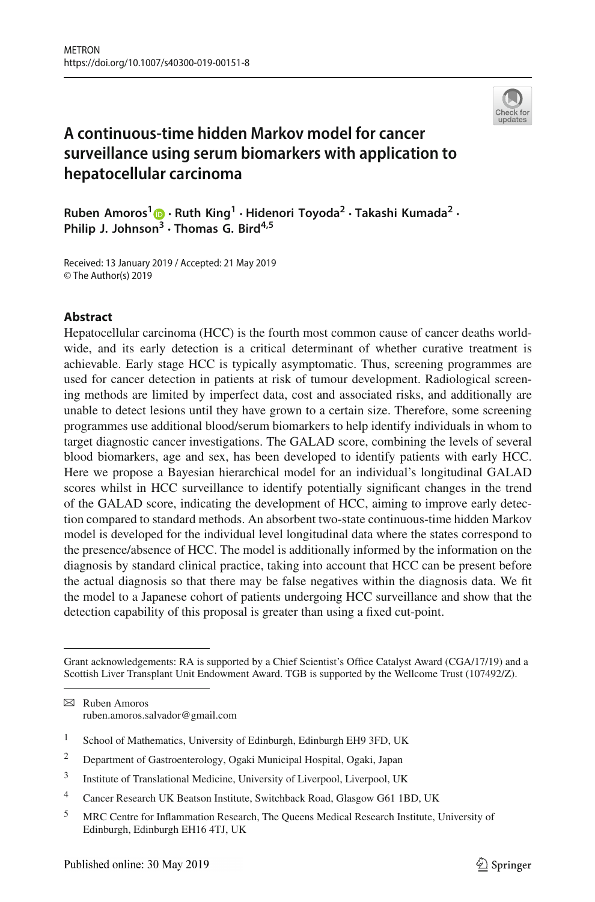# A continuous-time hidden Markov model for cancer surveillance using serum biomarkers with application to hepatocellular carcinoma

**Ruben Amoros[1] · Ruth King[1] · Hidenori Toyoda[2] · Takashi Kumada[2] · Philip J. Johnson[3] · Thomas G. Bird[4,5]**

Received: 13 January 2019 / Accepted: 21 May 2019
© The Author(s) 2019

## Abstract

Hepatocellular carcinoma (HCC) is the fourth most common cause of cancer deaths worldwide, and its early detection is a critical determinant of whether curative treatment is achievable. Early stage HCC is typically asymptomatic. Thus, screening programmes are used for cancer detection in patients at risk of tumour development. Radiological screening methods are limited by imperfect data, cost and associated risks, and additionally are unable to detect lesions until they have grown to a certain size. Therefore, some screening programmes use additional blood/serum biomarkers to help identify individuals in whom to target diagnostic cancer investigations. The GALAD score, combining the levels of several blood biomarkers, age and sex, has been developed to identify patients with early HCC. Here we propose a Bayesian hierarchical model for an individual's longitudinal GALAD scores whilst in HCC surveillance to identify potentially significant changes in the trend of the GALAD score, indicating the development of HCC, aiming to improve early detection compared to standard methods. An absorbent two-state continuous-time hidden Markov model is developed for the individual level longitudinal data where the states correspond to the presence/absence of HCC. The model is additionally informed by the information on the diagnosis by standard clinical practice, taking into account that HCC can be present before the actual diagnosis so that there may be false negatives within the diagnosis data. We fit the model to a Japanese cohort of patients undergoing HCC surveillance and show that the detection capability of this proposal is greater than using a fixed cut-point.

---

Grant acknowledgements: RA is supported by a Chief Scientist's Office Catalyst Award (CGA/17/19) and a Scottish Liver Transplant Unit Endowment Award. TGB is supported by the Wellcome Trust (107492/Z).

---

✉ Ruben Amoros
ruben.amoros.salvador@gmail.com

[1] School of Mathematics, University of Edinburgh, Edinburgh EH9 3FD, UK

[2] Department of Gastroenterology, Ogaki Municipal Hospital, Ogaki, Japan

[3] Institute of Translational Medicine, University of Liverpool, Liverpool, UK

[4] Cancer Research UK Beatson Institute, Switchback Road, Glasgow G61 1BD, UK

[5] MRC Centre for Inflammation Research, The Queens Medical Research Institute, University of Edinburgh, Edinburgh EH16 4TJ, UK

Published online: 30 May 2019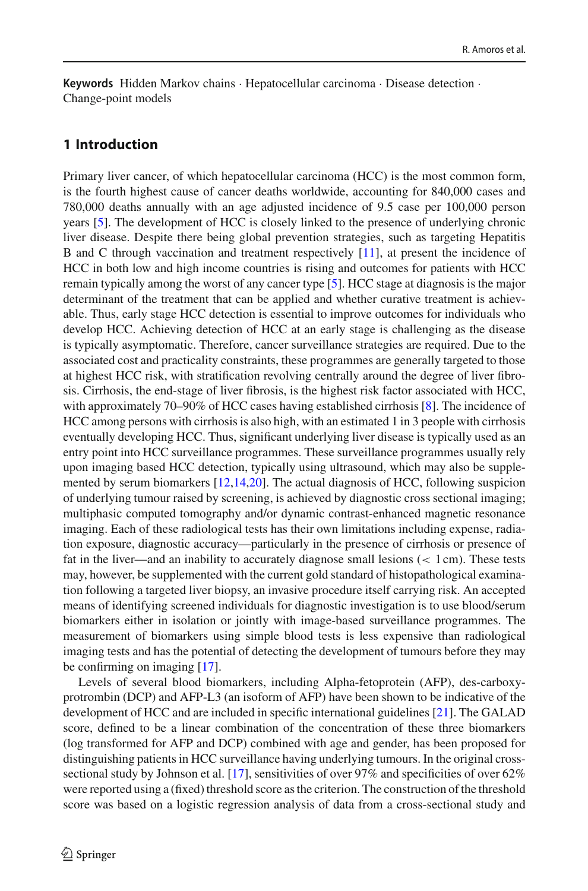**Keywords** Hidden Markov chains · Hepatocellular carcinoma · Disease detection · Change-point models

## 1 Introduction

Primary liver cancer, of which hepatocellular carcinoma (HCC) is the most common form, is the fourth highest cause of cancer deaths worldwide, accounting for 840,000 cases and 780,000 deaths annually with an age adjusted incidence of 9.5 case per 100,000 person years [5]. The development of HCC is closely linked to the presence of underlying chronic liver disease. Despite there being global prevention strategies, such as targeting Hepatitis B and C through vaccination and treatment respectively [11], at present the incidence of HCC in both low and high income countries is rising and outcomes for patients with HCC remain typically among the worst of any cancer type [5]. HCC stage at diagnosis is the major determinant of the treatment that can be applied and whether curative treatment is achievable. Thus, early stage HCC detection is essential to improve outcomes for individuals who develop HCC. Achieving detection of HCC at an early stage is challenging as the disease is typically asymptomatic. Therefore, cancer surveillance strategies are required. Due to the associated cost and practicality constraints, these programmes are generally targeted to those at highest HCC risk, with stratification revolving centrally around the degree of liver fibrosis. Cirrhosis, the end-stage of liver fibrosis, is the highest risk factor associated with HCC, with approximately 70–90% of HCC cases having established cirrhosis [8]. The incidence of HCC among persons with cirrhosis is also high, with an estimated 1 in 3 people with cirrhosis eventually developing HCC. Thus, significant underlying liver disease is typically used as an entry point into HCC surveillance programmes. These surveillance programmes usually rely upon imaging based HCC detection, typically using ultrasound, which may also be supplemented by serum biomarkers [12,14,20]. The actual diagnosis of HCC, following suspicion of underlying tumour raised by screening, is achieved by diagnostic cross sectional imaging; multiphasic computed tomography and/or dynamic contrast-enhanced magnetic resonance imaging. Each of these radiological tests has their own limitations including expense, radiation exposure, diagnostic accuracy—particularly in the presence of cirrhosis or presence of fat in the liver—and an inability to accurately diagnose small lesions ($< 1$ cm). These tests may, however, be supplemented with the current gold standard of histopathological examination following a targeted liver biopsy, an invasive procedure itself carrying risk. An accepted means of identifying screened individuals for diagnostic investigation is to use blood/serum biomarkers either in isolation or jointly with image-based surveillance programmes. The measurement of biomarkers using simple blood tests is less expensive than radiological imaging tests and has the potential of detecting the development of tumours before they may be confirming on imaging [17].

Levels of several blood biomarkers, including Alpha-fetoprotein (AFP), des-carboxy-protrombin (DCP) and AFP-L3 (an isoform of AFP) have been shown to be indicative of the development of HCC and are included in specific international guidelines [21]. The GALAD score, defined to be a linear combination of the concentration of these three biomarkers (log transformed for AFP and DCP) combined with age and gender, has been proposed for distinguishing patients in HCC surveillance having underlying tumours. In the original cross-sectional study by Johnson et al. [17], sensitivities of over 97% and specificities of over 62% were reported using a (fixed) threshold score as the criterion. The construction of the threshold score was based on a logistic regression analysis of data from a cross-sectional study and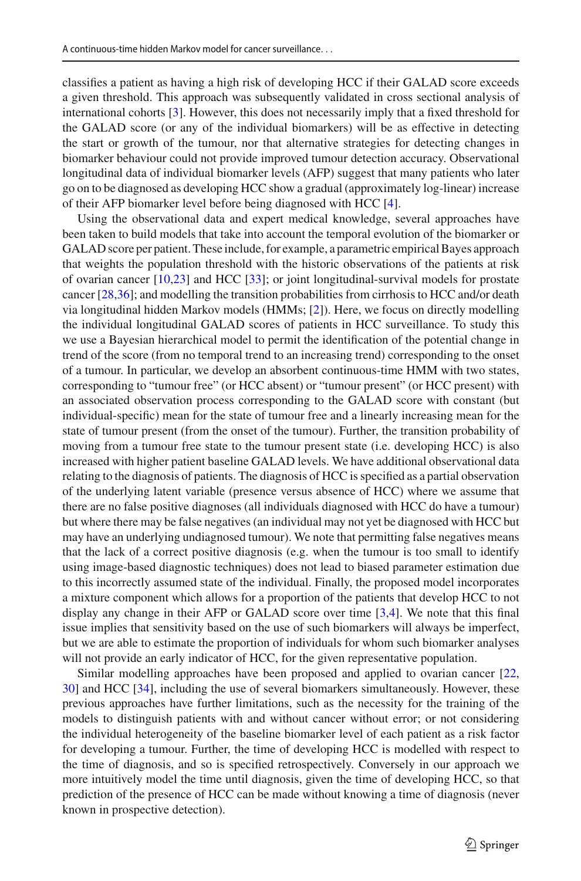classifies a patient as having a high risk of developing HCC if their GALAD score exceeds a given threshold. This approach was subsequently validated in cross sectional analysis of international cohorts [3]. However, this does not necessarily imply that a fixed threshold for the GALAD score (or any of the individual biomarkers) will be as effective in detecting the start or growth of the tumour, nor that alternative strategies for detecting changes in biomarker behaviour could not provide improved tumour detection accuracy. Observational longitudinal data of individual biomarker levels (AFP) suggest that many patients who later go on to be diagnosed as developing HCC show a gradual (approximately log-linear) increase of their AFP biomarker level before being diagnosed with HCC [4].

Using the observational data and expert medical knowledge, several approaches have been taken to build models that take into account the temporal evolution of the biomarker or GALAD score per patient. These include, for example, a parametric empirical Bayes approach that weights the population threshold with the historic observations of the patients at risk of ovarian cancer [10,23] and HCC [33]; or joint longitudinal-survival models for prostate cancer [28,36]; and modelling the transition probabilities from cirrhosis to HCC and/or death via longitudinal hidden Markov models (HMMs; [2]). Here, we focus on directly modelling the individual longitudinal GALAD scores of patients in HCC surveillance. To study this we use a Bayesian hierarchical model to permit the identification of the potential change in trend of the score (from no temporal trend to an increasing trend) corresponding to the onset of a tumour. In particular, we develop an absorbent continuous-time HMM with two states, corresponding to "tumour free" (or HCC absent) or "tumour present" (or HCC present) with an associated observation process corresponding to the GALAD score with constant (but individual-specific) mean for the state of tumour free and a linearly increasing mean for the state of tumour present (from the onset of the tumour). Further, the transition probability of moving from a tumour free state to the tumour present state (i.e. developing HCC) is also increased with higher patient baseline GALAD levels. We have additional observational data relating to the diagnosis of patients. The diagnosis of HCC is specified as a partial observation of the underlying latent variable (presence versus absence of HCC) where we assume that there are no false positive diagnoses (all individuals diagnosed with HCC do have a tumour) but where there may be false negatives (an individual may not yet be diagnosed with HCC but may have an underlying undiagnosed tumour). We note that permitting false negatives means that the lack of a correct positive diagnosis (e.g. when the tumour is too small to identify using image-based diagnostic techniques) does not lead to biased parameter estimation due to this incorrectly assumed state of the individual. Finally, the proposed model incorporates a mixture component which allows for a proportion of the patients that develop HCC to not display any change in their AFP or GALAD score over time [3,4]. We note that this final issue implies that sensitivity based on the use of such biomarkers will always be imperfect, but we are able to estimate the proportion of individuals for whom such biomarker analyses will not provide an early indicator of HCC, for the given representative population.

Similar modelling approaches have been proposed and applied to ovarian cancer [22, 30] and HCC [34], including the use of several biomarkers simultaneously. However, these previous approaches have further limitations, such as the necessity for the training of the models to distinguish patients with and without cancer without error; or not considering the individual heterogeneity of the baseline biomarker level of each patient as a risk factor for developing a tumour. Further, the time of developing HCC is modelled with respect to the time of diagnosis, and so is specified retrospectively. Conversely in our approach we more intuitively model the time until diagnosis, given the time of developing HCC, so that prediction of the presence of HCC can be made without knowing a time of diagnosis (never known in prospective detection).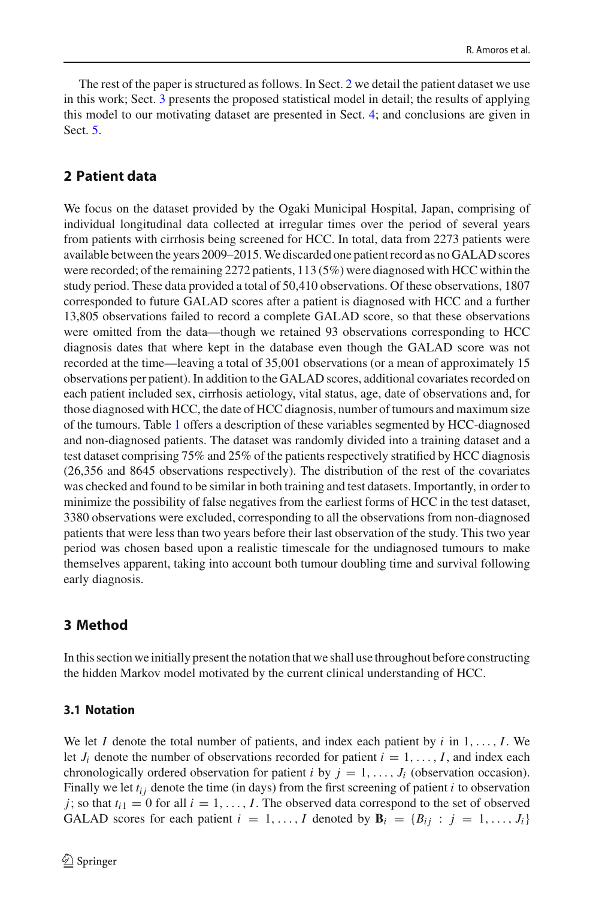The rest of the paper is structured as follows. In Sect. 2 we detail the patient dataset we use in this work; Sect. 3 presents the proposed statistical model in detail; the results of applying this model to our motivating dataset are presented in Sect. 4; and conclusions are given in Sect. 5.

## 2 Patient data

We focus on the dataset provided by the Ogaki Municipal Hospital, Japan, comprising of individual longitudinal data collected at irregular times over the period of several years from patients with cirrhosis being screened for HCC. In total, data from 2273 patients were available between the years 2009–2015. We discarded one patient record as no GALAD scores were recorded; of the remaining 2272 patients, 113 (5%) were diagnosed with HCC within the study period. These data provided a total of 50,410 observations. Of these observations, 1807 corresponded to future GALAD scores after a patient is diagnosed with HCC and a further 13,805 observations failed to record a complete GALAD score, so that these observations were omitted from the data—though we retained 93 observations corresponding to HCC diagnosis dates that where kept in the database even though the GALAD score was not recorded at the time—leaving a total of 35,001 observations (or a mean of approximately 15 observations per patient). In addition to the GALAD scores, additional covariates recorded on each patient included sex, cirrhosis aetiology, vital status, age, date of observations and, for those diagnosed with HCC, the date of HCC diagnosis, number of tumours and maximum size of the tumours. Table 1 offers a description of these variables segmented by HCC-diagnosed and non-diagnosed patients. The dataset was randomly divided into a training dataset and a test dataset comprising 75% and 25% of the patients respectively stratified by HCC diagnosis (26,356 and 8645 observations respectively). The distribution of the rest of the covariates was checked and found to be similar in both training and test datasets. Importantly, in order to minimize the possibility of false negatives from the earliest forms of HCC in the test dataset, 3380 observations were excluded, corresponding to all the observations from non-diagnosed patients that were less than two years before their last observation of the study. This two year period was chosen based upon a realistic timescale for the undiagnosed tumours to make themselves apparent, taking into account both tumour doubling time and survival following early diagnosis.

## 3 Method

In this section we initially present the notation that we shall use throughout before constructing the hidden Markov model motivated by the current clinical understanding of HCC.

### 3.1 Notation

We let $I$ denote the total number of patients, and index each patient by $i$ in $1, \ldots, I$. We let $J_i$ denote the number of observations recorded for patient $i = 1, \ldots, I$, and index each chronologically ordered observation for patient $i$ by $j = 1, \ldots, J_i$ (observation occasion). Finally we let $t_{ij}$ denote the time (in days) from the first screening of patient $i$ to observation $j$; so that $t_{i1} = 0$ for all $i = 1, \ldots, I$. The observed data correspond to the set of observed GALAD scores for each patient $i = 1, \ldots, I$ denoted by $\mathbf{B}_i = \{B_{ij} : j = 1, \ldots, J_i\}$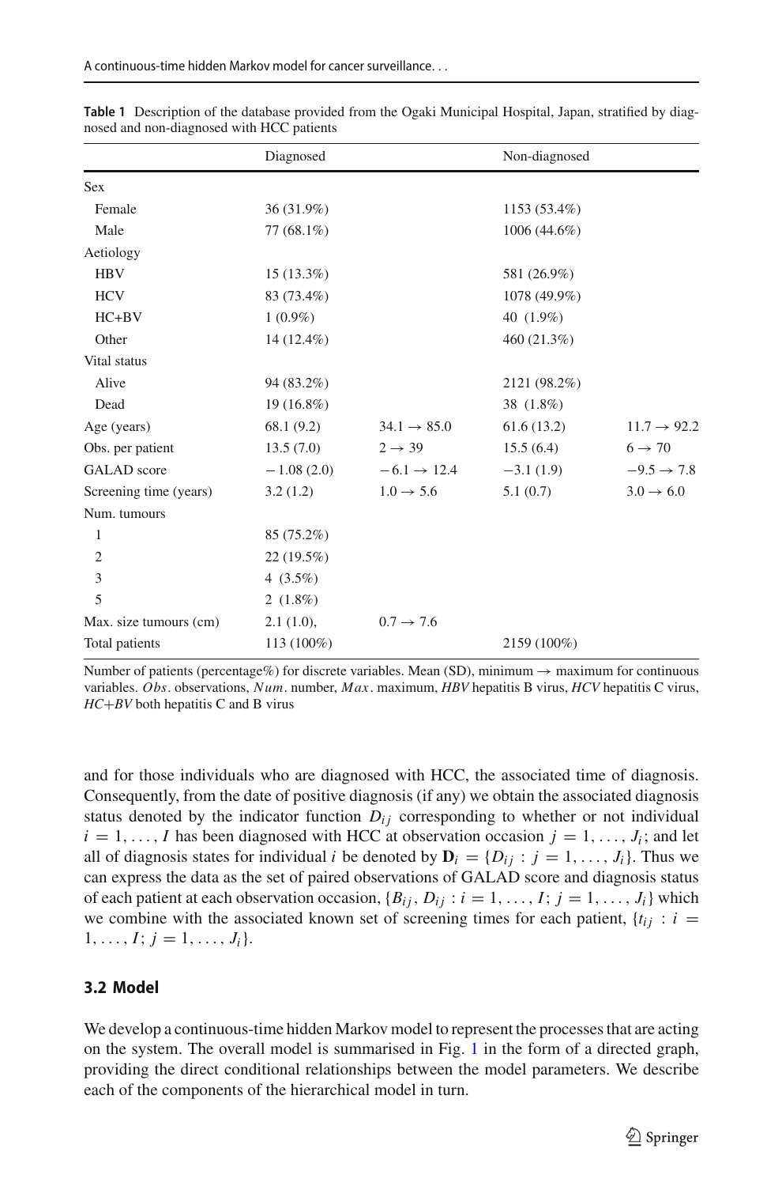**Table 1** Description of the database provided from the Ogaki Municipal Hospital, Japan, stratified by diagnosed and non-diagnosed with HCC patients

| | Diagnosed | | Non-diagnosed | |
|---|---|---|---|---|
| Sex | | | | |
| Female | 36 (31.9%) | | 1153 (53.4%) | |
| Male | 77 (68.1%) | | 1006 (44.6%) | |
| Aetiology | | | | |
| HBV | 15 (13.3%) | | 581 (26.9%) | |
| HCV | 83 (73.4%) | | 1078 (49.9%) | |
| HC+BV | 1 (0.9%) | | 40 (1.9%) | |
| Other | 14 (12.4%) | | 460 (21.3%) | |
| Vital status | | | | |
| Alive | 94 (83.2%) | | 2121 (98.2%) | |
| Dead | 19 (16.8%) | | 38 (1.8%) | |
| Age (years) | 68.1 (9.2) | $34.1 \rightarrow 85.0$ | 61.6 (13.2) | $11.7 \rightarrow 92.2$ |
| Obs. per patient | 13.5 (7.0) | $2 \rightarrow 39$ | 15.5 (6.4) | $6 \rightarrow 70$ |
| GALAD score | −1.08 (2.0) | $-6.1 \rightarrow 12.4$ | −3.1 (1.9) | $-9.5 \rightarrow 7.8$ |
| Screening time (years) | 3.2 (1.2) | $1.0 \rightarrow 5.6$ | 5.1 (0.7) | $3.0 \rightarrow 6.0$ |
| Num. tumours | | | | |
| 1 | 85 (75.2%) | | | |
| 2 | 22 (19.5%) | | | |
| 3 | 4 (3.5%) | | | |
| 5 | 2 (1.8%) | | | |
| Max. size tumours (cm) | 2.1 (1.0), | $0.7 \rightarrow 7.6$ | | |
| Total patients | 113 (100%) | | 2159 (100%) | |

Number of patients (percentage%) for discrete variables. Mean (SD), minimum → maximum for continuous variables. *Obs*. observations, *Num*. number, *Max*. maximum, *HBV* hepatitis B virus, *HCV* hepatitis C virus, *HC+BV* both hepatitis C and B virus

and for those individuals who are diagnosed with HCC, the associated time of diagnosis. Consequently, from the date of positive diagnosis (if any) we obtain the associated diagnosis status denoted by the indicator function $D_{ij}$ corresponding to whether or not individual $i = 1, \ldots, I$ has been diagnosed with HCC at observation occasion $j = 1, \ldots, J_i$; and let all of diagnosis states for individual $i$ be denoted by $\mathbf{D}_i = \{D_{ij} : j = 1, \ldots, J_i\}$. Thus we can express the data as the set of paired observations of GALAD score and diagnosis status of each patient at each observation occasion, $\{B_{ij}, D_{ij} : i = 1, \ldots, I;\ j = 1, \ldots, J_i\}$ which we combine with the associated known set of screening times for each patient, $\{t_{ij} : i = 1, \ldots, I;\ j = 1, \ldots, J_i\}$.

### 3.2 Model

We develop a continuous-time hidden Markov model to represent the processes that are acting on the system. The overall model is summarised in Fig. 1 in the form of a directed graph, providing the direct conditional relationships between the model parameters. We describe each of the components of the hierarchical model in turn.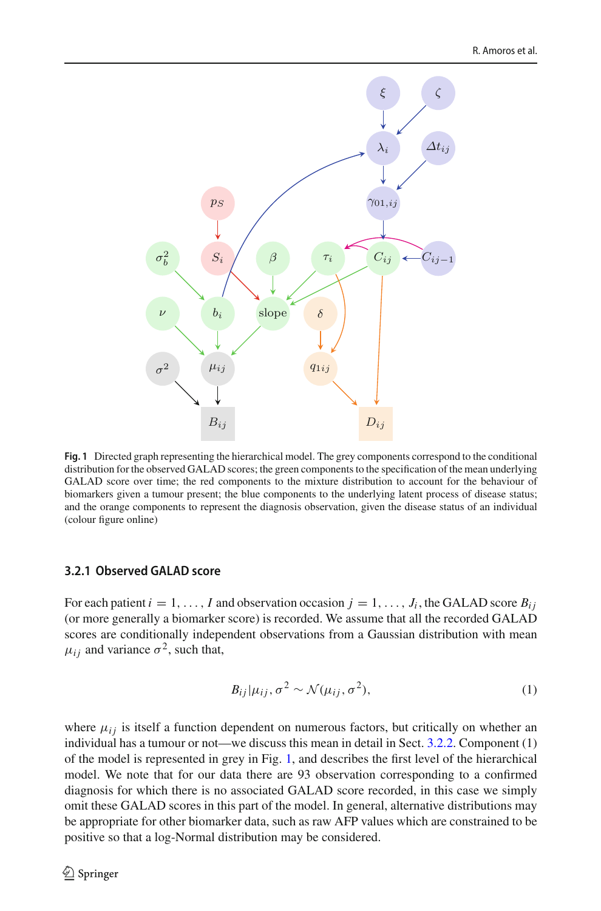**Fig. 1** Directed graph representing the hierarchical model. The grey components correspond to the conditional distribution for the observed GALAD scores; the green components to the specification of the mean underlying GALAD score over time; the red components to the mixture distribution to account for the behaviour of biomarkers given a tumour present; the blue components to the underlying latent process of disease status; and the orange components to represent the diagnosis observation, given the disease status of an individual (colour figure online)

### 3.2.1 Observed GALAD score

For each patient $i = 1, \ldots, I$ and observation occasion $j = 1, \ldots, J_i$, the GALAD score $B_{ij}$ (or more generally a biomarker score) is recorded. We assume that all the recorded GALAD scores are conditionally independent observations from a Gaussian distribution with mean $\mu_{ij}$ and variance $\sigma^2$, such that,

$$B_{ij} | \mu_{ij}, \sigma^2 \sim \mathcal{N}(\mu_{ij}, \sigma^2), \tag{1}$$

where $\mu_{ij}$ is itself a function dependent on numerous factors, but critically on whether an individual has a tumour or not—we discuss this mean in detail in Sect. 3.2.2. Component (1) of the model is represented in grey in Fig. 1, and describes the first level of the hierarchical model. We note that for our data there are 93 observation corresponding to a confirmed diagnosis for which there is no associated GALAD score recorded, in this case we simply omit these GALAD scores in this part of the model. In general, alternative distributions may be appropriate for other biomarker data, such as raw AFP values which are constrained to be positive so that a log-Normal distribution may be considered.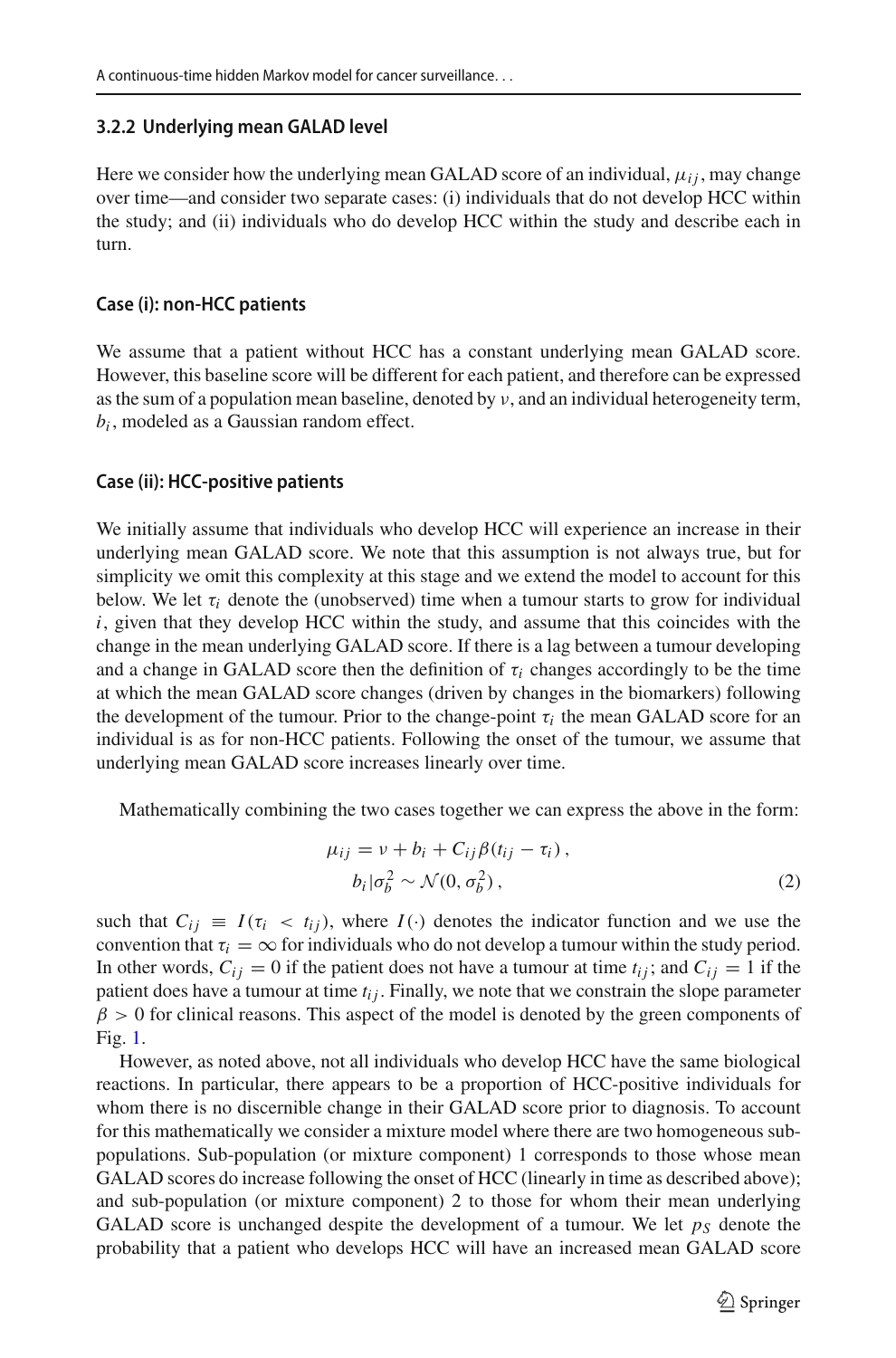### 3.2.2 Underlying mean GALAD level

Here we consider how the underlying mean GALAD score of an individual, $\mu_{ij}$, may change over time—and consider two separate cases: (i) individuals that do not develop HCC within the study; and (ii) individuals who do develop HCC within the study and describe each in turn.

#### Case (i): non-HCC patients

We assume that a patient without HCC has a constant underlying mean GALAD score. However, this baseline score will be different for each patient, and therefore can be expressed as the sum of a population mean baseline, denoted by $\nu$, and an individual heterogeneity term, $b_i$, modeled as a Gaussian random effect.

#### Case (ii): HCC-positive patients

We initially assume that individuals who develop HCC will experience an increase in their underlying mean GALAD score. We note that this assumption is not always true, but for simplicity we omit this complexity at this stage and we extend the model to account for this below. We let $\tau_i$ denote the (unobserved) time when a tumour starts to grow for individual $i$, given that they develop HCC within the study, and assume that this coincides with the change in the mean underlying GALAD score. If there is a lag between a tumour developing and a change in GALAD score then the definition of $\tau_i$ changes accordingly to be the time at which the mean GALAD score changes (driven by changes in the biomarkers) following the development of the tumour. Prior to the change-point $\tau_i$ the mean GALAD score for an individual is as for non-HCC patients. Following the onset of the tumour, we assume that underlying mean GALAD score increases linearly over time.

Mathematically combining the two cases together we can express the above in the form:

$$
\begin{aligned}
\mu_{ij} &= \nu + b_i + C_{ij}\beta(t_{ij} - \tau_i)\,, \\
b_i | \sigma_b^2 &\sim \mathcal{N}(0, \sigma_b^2)\,,
\end{aligned} \tag{2}
$$

such that $C_{ij} \equiv I(\tau_i < t_{ij})$, where $I(\cdot)$ denotes the indicator function and we use the convention that $\tau_i = \infty$ for individuals who do not develop a tumour within the study period. In other words, $C_{ij} = 0$ if the patient does not have a tumour at time $t_{ij}$; and $C_{ij} = 1$ if the patient does have a tumour at time $t_{ij}$. Finally, we note that we constrain the slope parameter $\beta > 0$ for clinical reasons. This aspect of the model is denoted by the green components of Fig. 1.

However, as noted above, not all individuals who develop HCC have the same biological reactions. In particular, there appears to be a proportion of HCC-positive individuals for whom there is no discernible change in their GALAD score prior to diagnosis. To account for this mathematically we consider a mixture model where there are two homogeneous sub-populations. Sub-population (or mixture component) 1 corresponds to those whose mean GALAD scores do increase following the onset of HCC (linearly in time as described above); and sub-population (or mixture component) 2 to those for whom their mean underlying GALAD score is unchanged despite the development of a tumour. We let $p_S$ denote the probability that a patient who develops HCC will have an increased mean GALAD score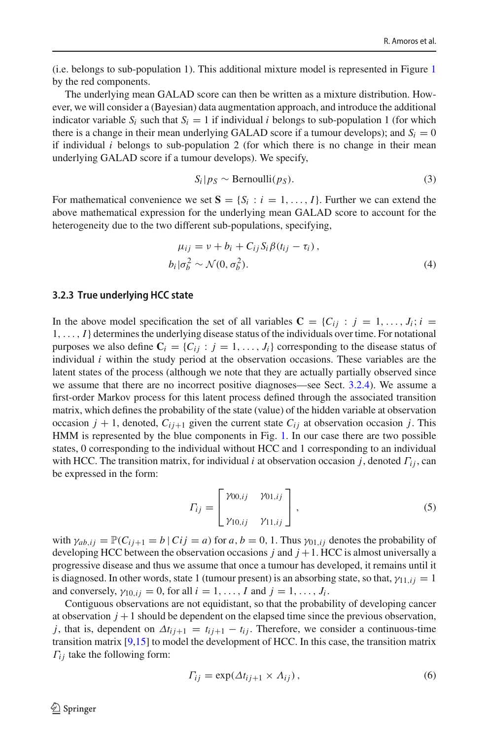(i.e. belongs to sub-population 1). This additional mixture model is represented in Figure 1 by the red components.

The underlying mean GALAD score can then be written as a mixture distribution. However, we will consider a (Bayesian) data augmentation approach, and introduce the additional indicator variable $S_i$ such that $S_i = 1$ if individual $i$ belongs to sub-population 1 (for which there is a change in their mean underlying GALAD score if a tumour develops); and $S_i = 0$ if individual $i$ belongs to sub-population 2 (for which there is no change in their mean underlying GALAD score if a tumour develops). We specify,

$$S_i | p_S \sim \text{Bernoulli}(p_S). \tag{3}$$

For mathematical convenience we set $\mathbf{S} = \{S_i : i = 1, \ldots, I\}$. Further we can extend the above mathematical expression for the underlying mean GALAD score to account for the heterogeneity due to the two different sub-populations, specifying,

$$\begin{aligned} \mu_{ij} &= \nu + b_i + C_{ij} S_i \beta (t_{ij} - \tau_i)\,, \\ b_i | \sigma_b^2 &\sim \mathcal{N}(0, \sigma_b^2). \end{aligned} \tag{4}$$

### 3.2.3 True underlying HCC state

In the above model specification the set of all variables $\mathbf{C} = \{C_{ij} : j = 1, \ldots, J_i; i = 1, \ldots, I\}$ determines the underlying disease status of the individuals over time. For notational purposes we also define $\mathbf{C}_i = \{C_{ij} : j = 1, \ldots, J_i\}$ corresponding to the disease status of individual $i$ within the study period at the observation occasions. These variables are the latent states of the process (although we note that they are actually partially observed since we assume that there are no incorrect positive diagnoses—see Sect. 3.2.4). We assume a first-order Markov process for this latent process defined through the associated transition matrix, which defines the probability of the state (value) of the hidden variable at observation occasion $j+1$, denoted, $C_{ij+1}$ given the current state $C_{ij}$ at observation occasion $j$. This HMM is represented by the blue components in Fig. 1. In our case there are two possible states, 0 corresponding to the individual without HCC and 1 corresponding to an individual with HCC. The transition matrix, for individual $i$ at observation occasion $j$, denoted $\Gamma_{ij}$, can be expressed in the form:

$$\Gamma_{ij} = \begin{bmatrix} \gamma_{00,ij} & \gamma_{01,ij} \\ \gamma_{10,ij} & \gamma_{11,ij} \end{bmatrix}, \tag{5}$$

with $\gamma_{ab,ij} = \mathbb{P}(C_{ij+1} = b \,|\, Cij = a)$ for $a, b = 0, 1$. Thus $\gamma_{01,ij}$ denotes the probability of developing HCC between the observation occasions $j$ and $j+1$. HCC is almost universally a progressive disease and thus we assume that once a tumour has developed, it remains until it is diagnosed. In other words, state 1 (tumour present) is an absorbing state, so that, $\gamma_{11,ij} = 1$ and conversely, $\gamma_{10,ij} = 0$, for all $i = 1, \ldots, I$ and $j = 1, \ldots, J_i$.

Contiguous observations are not equidistant, so that the probability of developing cancer at observation $j+1$ should be dependent on the elapsed time since the previous observation, $j$, that is, dependent on $\Delta t_{ij+1} = t_{ij+1} - t_{ij}$. Therefore, we consider a continuous-time transition matrix [9,15] to model the development of HCC. In this case, the transition matrix $\Gamma_{ij}$ take the following form:

$$\Gamma_{ij} = \exp(\Delta t_{ij+1} \times \Lambda_{ij})\,, \tag{6}$$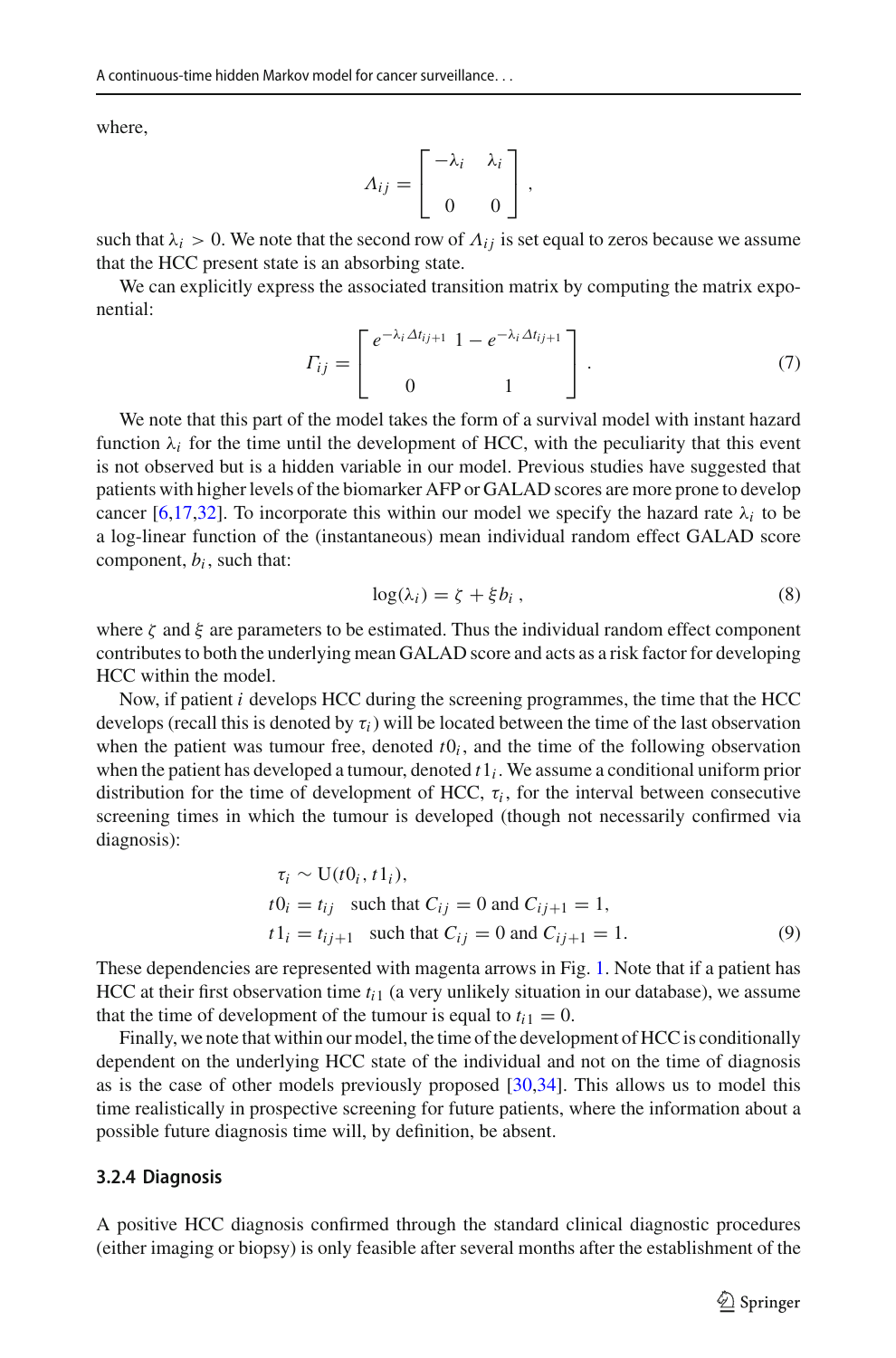where,

$$
\Lambda_{ij} = \begin{bmatrix} -\lambda_i & \lambda_i \\ 0 & 0 \end{bmatrix},
$$

such that $\lambda_i > 0$. We note that the second row of $\Lambda_{ij}$ is set equal to zeros because we assume that the HCC present state is an absorbing state.

We can explicitly express the associated transition matrix by computing the matrix exponential:

$$
\Gamma_{ij} = \begin{bmatrix} e^{-\lambda_i \Delta t_{ij+1}} & 1 - e^{-\lambda_i \Delta t_{ij+1}} \\ 0 & 1 \end{bmatrix}. \tag{7}
$$

We note that this part of the model takes the form of a survival model with instant hazard function $\lambda_i$ for the time until the development of HCC, with the peculiarity that this event is not observed but is a hidden variable in our model. Previous studies have suggested that patients with higher levels of the biomarker AFP or GALAD scores are more prone to develop cancer [6,17,32]. To incorporate this within our model we specify the hazard rate $\lambda_i$ to be a log-linear function of the (instantaneous) mean individual random effect GALAD score component, $b_i$, such that:

$$
\log(\lambda_i) = \zeta + \xi b_i \,, \tag{8}
$$

where $\zeta$ and $\xi$ are parameters to be estimated. Thus the individual random effect component contributes to both the underlying mean GALAD score and acts as a risk factor for developing HCC within the model.

Now, if patient $i$ develops HCC during the screening programmes, the time that the HCC develops (recall this is denoted by $\tau_i$) will be located between the time of the last observation when the patient was tumour free, denoted $t0_i$, and the time of the following observation when the patient has developed a tumour, denoted $t1_i$. We assume a conditional uniform prior distribution for the time of development of HCC, $\tau_i$, for the interval between consecutive screening times in which the tumour is developed (though not necessarily confirmed via diagnosis):

$$
\begin{aligned}
&\tau_i \sim \mathrm{U}(t0_i, t1_i), \\
&t0_i = t_{ij} \quad \text{such that } C_{ij} = 0 \text{ and } C_{ij+1} = 1, \\
&t1_i = t_{ij+1} \quad \text{such that } C_{ij} = 0 \text{ and } C_{ij+1} = 1.
\end{aligned} \tag{9}
$$

These dependencies are represented with magenta arrows in Fig. 1. Note that if a patient has HCC at their first observation time $t_{i1}$ (a very unlikely situation in our database), we assume that the time of development of the tumour is equal to $t_{i1} = 0$.

Finally, we note that within our model, the time of the development of HCC is conditionally dependent on the underlying HCC state of the individual and not on the time of diagnosis as is the case of other models previously proposed [30,34]. This allows us to model this time realistically in prospective screening for future patients, where the information about a possible future diagnosis time will, by definition, be absent.

### 3.2.4 Diagnosis

A positive HCC diagnosis confirmed through the standard clinical diagnostic procedures (either imaging or biopsy) is only feasible after several months after the establishment of the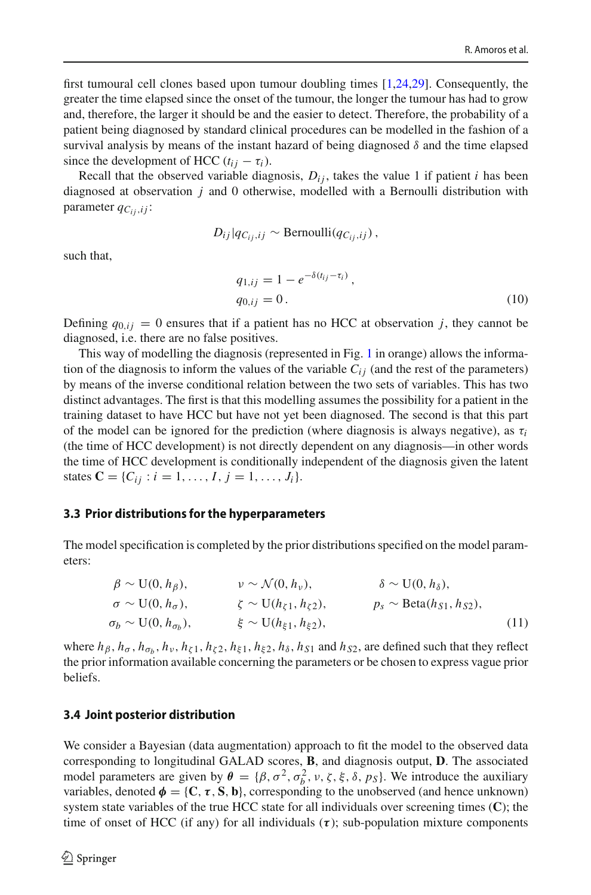first tumoural cell clones based upon tumour doubling times [1,24,29]. Consequently, the greater the time elapsed since the onset of the tumour, the longer the tumour has had to grow and, therefore, the larger it should be and the easier to detect. Therefore, the probability of a patient being diagnosed by standard clinical procedures can be modelled in the fashion of a survival analysis by means of the instant hazard of being diagnosed $\delta$ and the time elapsed since the development of HCC ($t_{ij} - \tau_i$).

Recall that the observed variable diagnosis, $D_{ij}$, takes the value 1 if patient $i$ has been diagnosed at observation $j$ and 0 otherwise, modelled with a Bernoulli distribution with parameter $q_{C_{ij},ij}$:

$$D_{ij} | q_{C_{ij},ij} \sim \text{Bernoulli}(q_{C_{ij},ij}),$$

such that,

$$\begin{aligned} q_{1,ij} &= 1 - e^{-\delta(t_{ij} - \tau_i)}, \\ q_{0,ij} &= 0. \end{aligned} \tag{10}$$

Defining $q_{0,ij} = 0$ ensures that if a patient has no HCC at observation $j$, they cannot be diagnosed, i.e. there are no false positives.

This way of modelling the diagnosis (represented in Fig. 1 in orange) allows the information of the diagnosis to inform the values of the variable $C_{ij}$ (and the rest of the parameters) by means of the inverse conditional relation between the two sets of variables. This has two distinct advantages. The first is that this modelling assumes the possibility for a patient in the training dataset to have HCC but have not yet been diagnosed. The second is that this part of the model can be ignored for the prediction (where diagnosis is always negative), as $\tau_i$ (the time of HCC development) is not directly dependent on any diagnosis—in other words the time of HCC development is conditionally independent of the diagnosis given the latent states $\mathbf{C} = \{C_{ij} : i = 1, \ldots, I, j = 1, \ldots, J_i\}$.

### 3.3 Prior distributions for the hyperparameters

The model specification is completed by the prior distributions specified on the model parameters:

$$\begin{aligned} &\beta \sim \text{U}(0, h_\beta), && \nu \sim \mathcal{N}(0, h_\nu), && \delta \sim \text{U}(0, h_\delta), \\ &\sigma \sim \text{U}(0, h_\sigma), && \zeta \sim \text{U}(h_{\zeta 1}, h_{\zeta 2}), && p_s \sim \text{Beta}(h_{S1}, h_{S2}), \\ &\sigma_b \sim \text{U}(0, h_{\sigma_b}), && \xi \sim \text{U}(h_{\xi 1}, h_{\xi 2}), && \end{aligned} \tag{11}$$

where $h_\beta, h_\sigma, h_{\sigma_b}, h_\nu, h_{\zeta 1}, h_{\zeta 2}, h_{\xi 1}, h_{\xi 2}, h_\delta, h_{S1}$ and $h_{S2}$, are defined such that they reflect the prior information available concerning the parameters or be chosen to express vague prior beliefs.

### 3.4 Joint posterior distribution

We consider a Bayesian (data augmentation) approach to fit the model to the observed data corresponding to longitudinal GALAD scores, $\mathbf{B}$, and diagnosis output, $\mathbf{D}$. The associated model parameters are given by $\boldsymbol{\theta} = \{\beta, \sigma^2, \sigma_b^2, \nu, \zeta, \xi, \delta, p_S\}$. We introduce the auxiliary variables, denoted $\boldsymbol{\phi} = \{\mathbf{C}, \boldsymbol{\tau}, \mathbf{S}, \mathbf{b}\}$, corresponding to the unobserved (and hence unknown) system state variables of the true HCC state for all individuals over screening times ($\mathbf{C}$); the time of onset of HCC (if any) for all individuals ($\boldsymbol{\tau}$); sub-population mixture components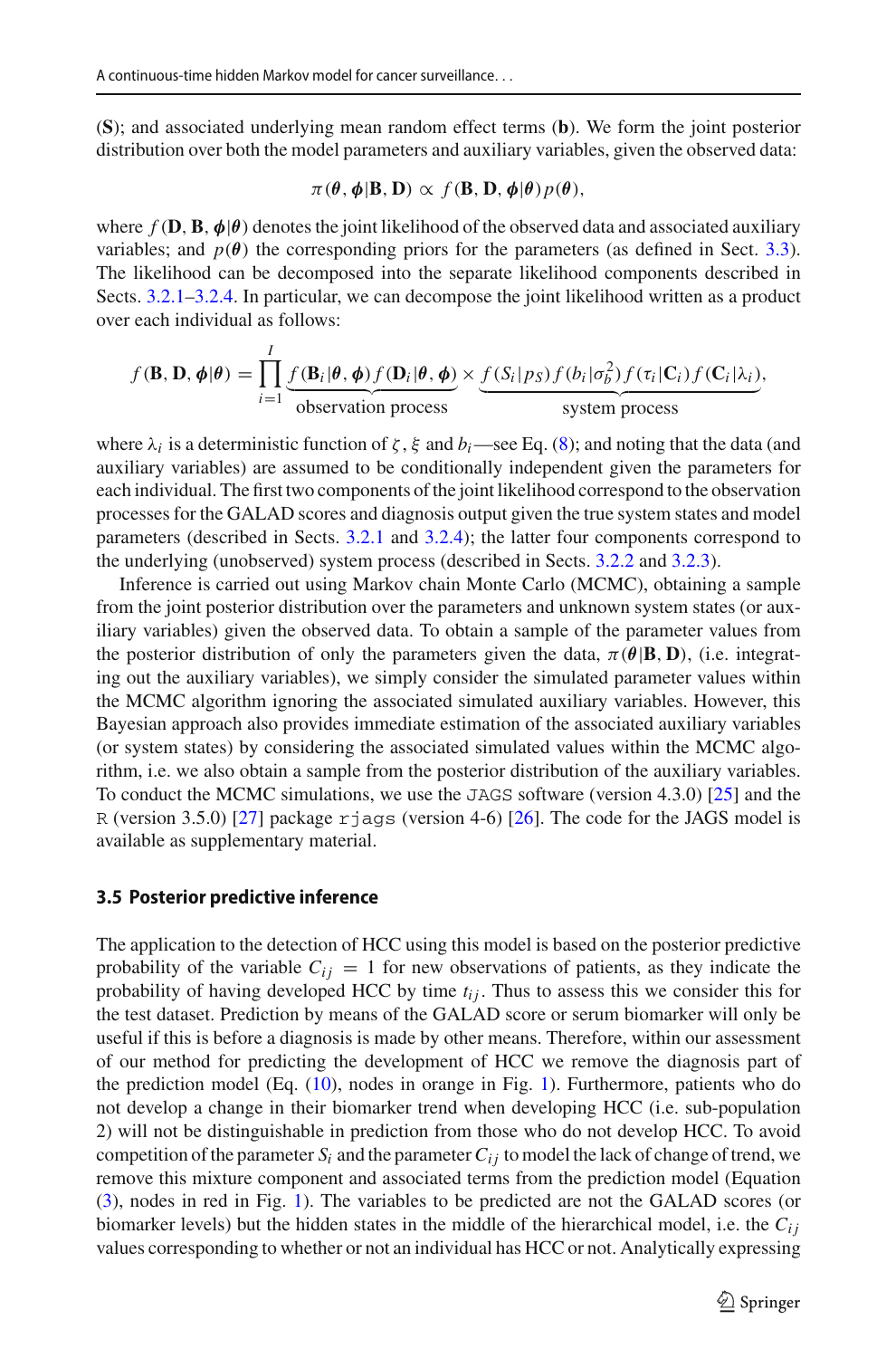(**S**); and associated underlying mean random effect terms (**b**). We form the joint posterior distribution over both the model parameters and auxiliary variables, given the observed data:

$$\pi(\boldsymbol{\theta}, \boldsymbol{\phi}|\mathbf{B}, \mathbf{D}) \propto f(\mathbf{B}, \mathbf{D}, \boldsymbol{\phi}|\boldsymbol{\theta})p(\boldsymbol{\theta}),$$

where $f(\mathbf{D}, \mathbf{B}, \boldsymbol{\phi}|\boldsymbol{\theta})$ denotes the joint likelihood of the observed data and associated auxiliary variables; and $p(\boldsymbol{\theta})$ the corresponding priors for the parameters (as defined in Sect. 3.3). The likelihood can be decomposed into the separate likelihood components described in Sects. 3.2.1–3.2.4. In particular, we can decompose the joint likelihood written as a product over each individual as follows:

$$f(\mathbf{B}, \mathbf{D}, \boldsymbol{\phi}|\boldsymbol{\theta}) = \prod_{i=1}^{I} \underbrace{f(\mathbf{B}_i|\boldsymbol{\theta}, \boldsymbol{\phi}) f(\mathbf{D}_i|\boldsymbol{\theta}, \boldsymbol{\phi})}_{\text{observation process}} \times \underbrace{f(S_i|p_S) f(b_i|\sigma_b^2) f(\tau_i|\mathbf{C}_i) f(\mathbf{C}_i|\lambda_i)}_{\text{system process}},$$

where $\lambda_i$ is a deterministic function of $\zeta$, $\xi$ and $b_i$—see Eq. (8); and noting that the data (and auxiliary variables) are assumed to be conditionally independent given the parameters for each individual. The first two components of the joint likelihood correspond to the observation processes for the GALAD scores and diagnosis output given the true system states and model parameters (described in Sects. 3.2.1 and 3.2.4); the latter four components correspond to the underlying (unobserved) system process (described in Sects. 3.2.2 and 3.2.3).

Inference is carried out using Markov chain Monte Carlo (MCMC), obtaining a sample from the joint posterior distribution over the parameters and unknown system states (or auxiliary variables) given the observed data. To obtain a sample of the parameter values from the posterior distribution of only the parameters given the data, $\pi(\boldsymbol{\theta}|\mathbf{B}, \mathbf{D})$, (i.e. integrating out the auxiliary variables), we simply consider the simulated parameter values within the MCMC algorithm ignoring the associated simulated auxiliary variables. However, this Bayesian approach also provides immediate estimation of the associated auxiliary variables (or system states) by considering the associated simulated values within the MCMC algorithm, i.e. we also obtain a sample from the posterior distribution of the auxiliary variables. To conduct the MCMC simulations, we use the JAGS software (version 4.3.0) [25] and the R (version 3.5.0) [27] package rjags (version 4-6) [26]. The code for the JAGS model is available as supplementary material.

### 3.5 Posterior predictive inference

The application to the detection of HCC using this model is based on the posterior predictive probability of the variable $C_{ij} = 1$ for new observations of patients, as they indicate the probability of having developed HCC by time $t_{ij}$. Thus to assess this we consider this for the test dataset. Prediction by means of the GALAD score or serum biomarker will only be useful if this is before a diagnosis is made by other means. Therefore, within our assessment of our method for predicting the development of HCC we remove the diagnosis part of the prediction model (Eq. (10), nodes in orange in Fig. 1). Furthermore, patients who do not develop a change in their biomarker trend when developing HCC (i.e. sub-population 2) will not be distinguishable in prediction from those who do not develop HCC. To avoid competition of the parameter $S_i$ and the parameter $C_{ij}$ to model the lack of change of trend, we remove this mixture component and associated terms from the prediction model (Equation (3), nodes in red in Fig. 1). The variables to be predicted are not the GALAD scores (or biomarker levels) but the hidden states in the middle of the hierarchical model, i.e. the $C_{ij}$ values corresponding to whether or not an individual has HCC or not. Analytically expressing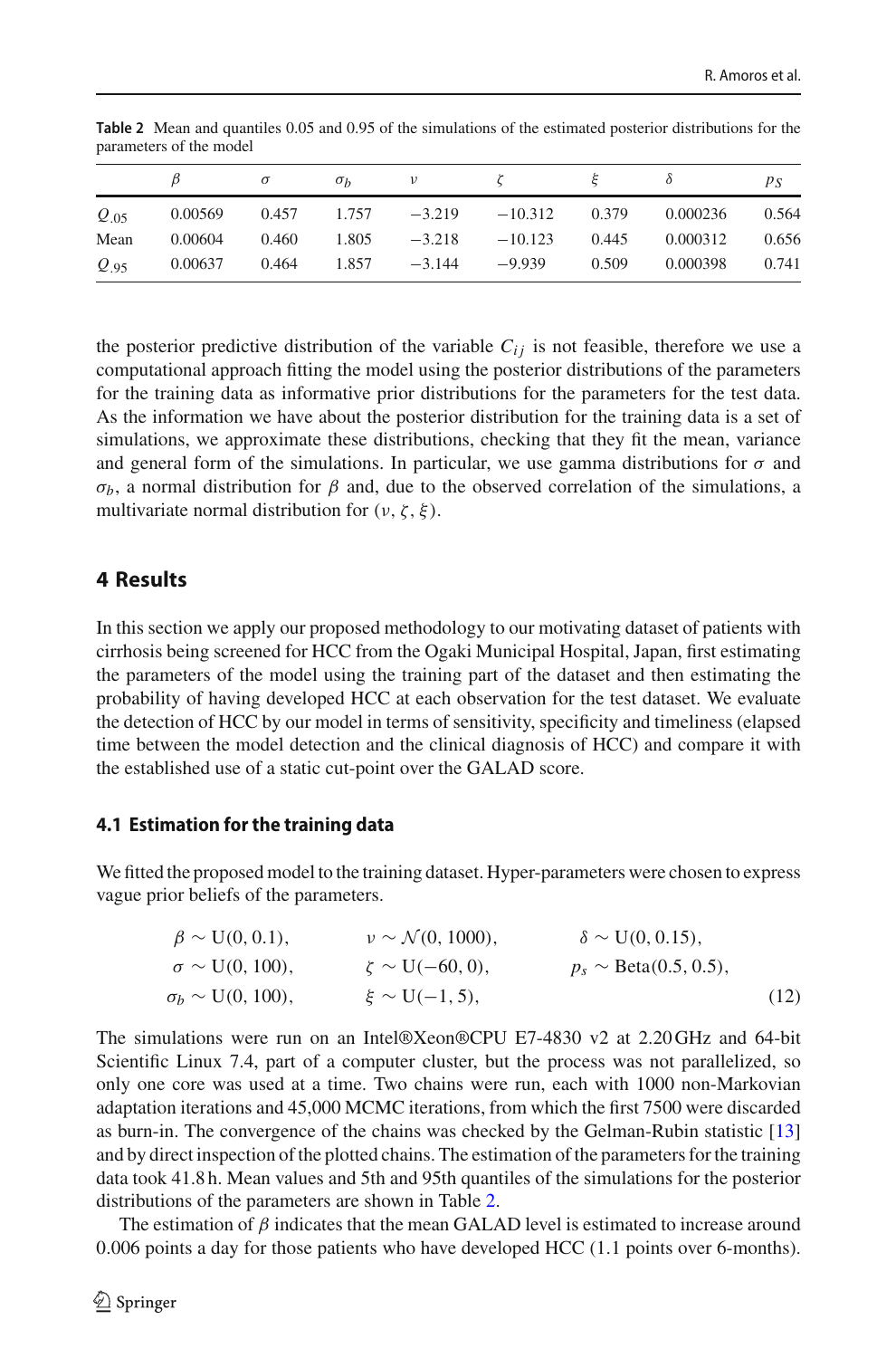**Table 2** Mean and quantiles 0.05 and 0.95 of the simulations of the estimated posterior distributions for the parameters of the model

| | $\beta$ | $\sigma$ | $\sigma_b$ | $\nu$ | $\zeta$ | $\xi$ | $\delta$ | $p_S$ |
|---|---|---|---|---|---|---|---|---|
| $Q_{.05}$ | 0.00569 | 0.457 | 1.757 | −3.219 | −10.312 | 0.379 | 0.000236 | 0.564 |
| Mean | 0.00604 | 0.460 | 1.805 | −3.218 | −10.123 | 0.445 | 0.000312 | 0.656 |
| $Q_{.95}$ | 0.00637 | 0.464 | 1.857 | −3.144 | −9.939 | 0.509 | 0.000398 | 0.741 |

the posterior predictive distribution of the variable $C_{ij}$ is not feasible, therefore we use a computational approach fitting the model using the posterior distributions of the parameters for the training data as informative prior distributions for the parameters for the test data. As the information we have about the posterior distribution for the training data is a set of simulations, we approximate these distributions, checking that they fit the mean, variance and general form of the simulations. In particular, we use gamma distributions for $\sigma$ and $\sigma_b$, a normal distribution for $\beta$ and, due to the observed correlation of the simulations, a multivariate normal distribution for $(\nu, \zeta, \xi)$.

## 4 Results

In this section we apply our proposed methodology to our motivating dataset of patients with cirrhosis being screened for HCC from the Ogaki Municipal Hospital, Japan, first estimating the parameters of the model using the training part of the dataset and then estimating the probability of having developed HCC at each observation for the test dataset. We evaluate the detection of HCC by our model in terms of sensitivity, specificity and timeliness (elapsed time between the model detection and the clinical diagnosis of HCC) and compare it with the established use of a static cut-point over the GALAD score.

### 4.1 Estimation for the training data

We fitted the proposed model to the training dataset. Hyper-parameters were chosen to express vague prior beliefs of the parameters.

$$
\begin{aligned}
&\beta \sim \mathrm{U}(0, 0.1), &\quad &\nu \sim \mathcal{N}(0, 1000), &\quad &\delta \sim \mathrm{U}(0, 0.15),\\
&\sigma \sim \mathrm{U}(0, 100), &\quad &\zeta \sim \mathrm{U}(-60, 0), &\quad &p_s \sim \mathrm{Beta}(0.5, 0.5),\\
&\sigma_b \sim \mathrm{U}(0, 100), &\quad &\xi \sim \mathrm{U}(-1, 5), & & 
\end{aligned}
\tag{12}
$$

The simulations were run on an Intel®Xeon®CPU E7-4830 v2 at 2.20 GHz and 64-bit Scientific Linux 7.4, part of a computer cluster, but the process was not parallelized, so only one core was used at a time. Two chains were run, each with 1000 non-Markovian adaptation iterations and 45,000 MCMC iterations, from which the first 7500 were discarded as burn-in. The convergence of the chains was checked by the Gelman-Rubin statistic [13] and by direct inspection of the plotted chains. The estimation of the parameters for the training data took 41.8 h. Mean values and 5th and 95th quantiles of the simulations for the posterior distributions of the parameters are shown in Table 2.

The estimation of $\beta$ indicates that the mean GALAD level is estimated to increase around 0.006 points a day for those patients who have developed HCC (1.1 points over 6-months).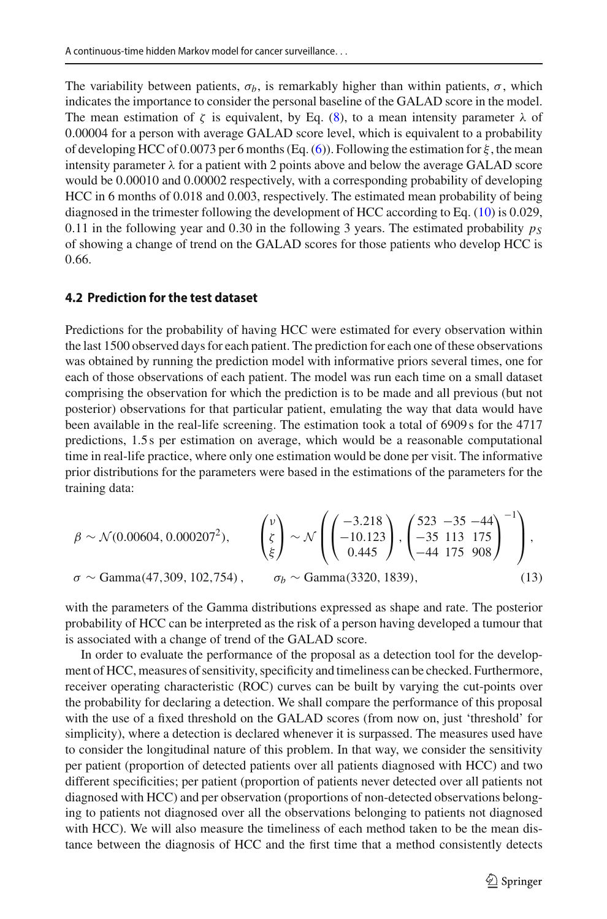The variability between patients, $\sigma_b$, is remarkably higher than within patients, $\sigma$, which indicates the importance to consider the personal baseline of the GALAD score in the model. The mean estimation of $\zeta$ is equivalent, by Eq. (8), to a mean intensity parameter $\lambda$ of 0.00004 for a person with average GALAD score level, which is equivalent to a probability of developing HCC of 0.0073 per 6 months (Eq. (6)). Following the estimation for $\xi$, the mean intensity parameter $\lambda$ for a patient with 2 points above and below the average GALAD score would be 0.00010 and 0.00002 respectively, with a corresponding probability of developing HCC in 6 months of 0.018 and 0.003, respectively. The estimated mean probability of being diagnosed in the trimester following the development of HCC according to Eq. (10) is 0.029, 0.11 in the following year and 0.30 in the following 3 years. The estimated probability $p_S$ of showing a change of trend on the GALAD scores for those patients who develop HCC is 0.66.

### 4.2 Prediction for the test dataset

Predictions for the probability of having HCC were estimated for every observation within the last 1500 observed days for each patient. The prediction for each one of these observations was obtained by running the prediction model with informative priors several times, one for each of those observations of each patient. The model was run each time on a small dataset comprising the observation for which the prediction is to be made and all previous (but not posterior) observations for that particular patient, emulating the way that data would have been available in the real-life screening. The estimation took a total of 6909 s for the 4717 predictions, 1.5 s per estimation on average, which would be a reasonable computational time in real-life practice, where only one estimation would be done per visit. The informative prior distributions for the parameters were based in the estimations of the parameters for the training data:

$$
\beta \sim \mathcal{N}(0.00604, 0.000207^2), \qquad \begin{pmatrix} \nu \\ \zeta \\ \xi \end{pmatrix} \sim \mathcal{N}\left( \begin{pmatrix} -3.218 \\ -10.123 \\ 0.445 \end{pmatrix}, \begin{pmatrix} 523 & -35 & -44 \\ -35 & 113 & 175 \\ -44 & 175 & 908 \end{pmatrix}^{-1} \right),
$$

$$
\sigma \sim \text{Gamma}(47{,}309,\ 102{,}754)\,, \qquad \sigma_b \sim \text{Gamma}(3320,\ 1839), \tag{13}
$$

with the parameters of the Gamma distributions expressed as shape and rate. The posterior probability of HCC can be interpreted as the risk of a person having developed a tumour that is associated with a change of trend of the GALAD score.

In order to evaluate the performance of the proposal as a detection tool for the development of HCC, measures of sensitivity, specificity and timeliness can be checked. Furthermore, receiver operating characteristic (ROC) curves can be built by varying the cut-points over the probability for declaring a detection. We shall compare the performance of this proposal with the use of a fixed threshold on the GALAD scores (from now on, just 'threshold' for simplicity), where a detection is declared whenever it is surpassed. The measures used have to consider the longitudinal nature of this problem. In that way, we consider the sensitivity per patient (proportion of detected patients over all patients diagnosed with HCC) and two different specificities; per patient (proportion of patients never detected over all patients not diagnosed with HCC) and per observation (proportions of non-detected observations belonging to patients not diagnosed over all the observations belonging to patients not diagnosed with HCC). We will also measure the timeliness of each method taken to be the mean distance between the diagnosis of HCC and the first time that a method consistently detects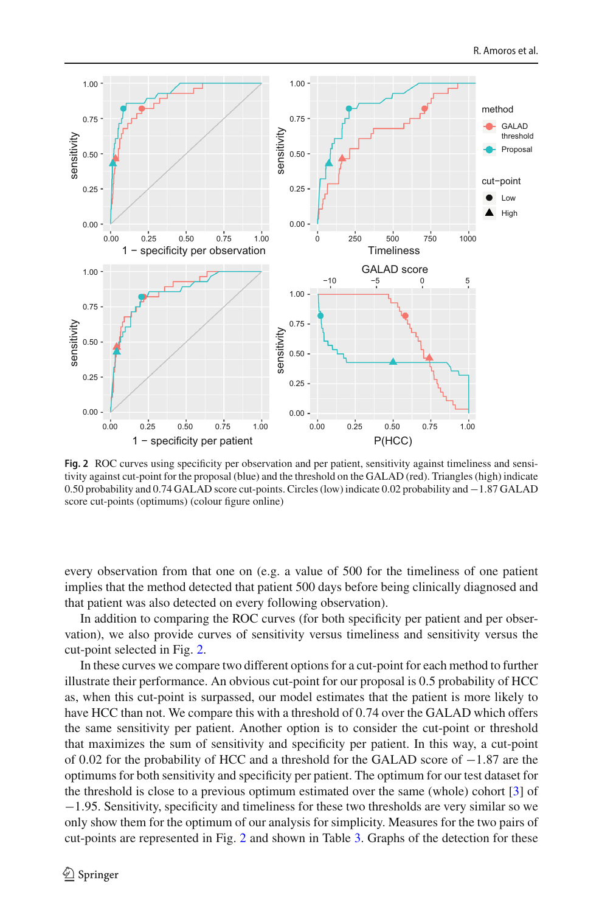**Fig. 2** ROC curves using specificity per observation and per patient, sensitivity against timeliness and sensitivity against cut-point for the proposal (blue) and the threshold on the GALAD (red). Triangles (high) indicate 0.50 probability and 0.74 GALAD score cut-points. Circles (low) indicate 0.02 probability and −1.87 GALAD score cut-points (optimums) (colour figure online)

every observation from that one on (e.g. a value of 500 for the timeliness of one patient implies that the method detected that patient 500 days before being clinically diagnosed and that patient was also detected on every following observation).

In addition to comparing the ROC curves (for both specificity per patient and per observation), we also provide curves of sensitivity versus timeliness and sensitivity versus the cut-point selected in Fig. 2.

In these curves we compare two different options for a cut-point for each method to further illustrate their performance. An obvious cut-point for our proposal is 0.5 probability of HCC as, when this cut-point is surpassed, our model estimates that the patient is more likely to have HCC than not. We compare this with a threshold of 0.74 over the GALAD which offers the same sensitivity per patient. Another option is to consider the cut-point or threshold that maximizes the sum of sensitivity and specificity per patient. In this way, a cut-point of 0.02 for the probability of HCC and a threshold for the GALAD score of −1.87 are the optimums for both sensitivity and specificity per patient. The optimum for our test dataset for the threshold is close to a previous optimum estimated over the same (whole) cohort [3] of −1.95. Sensitivity, specificity and timeliness for these two thresholds are very similar so we only show them for the optimum of our analysis for simplicity. Measures for the two pairs of cut-points are represented in Fig. 2 and shown in Table 3. Graphs of the detection for these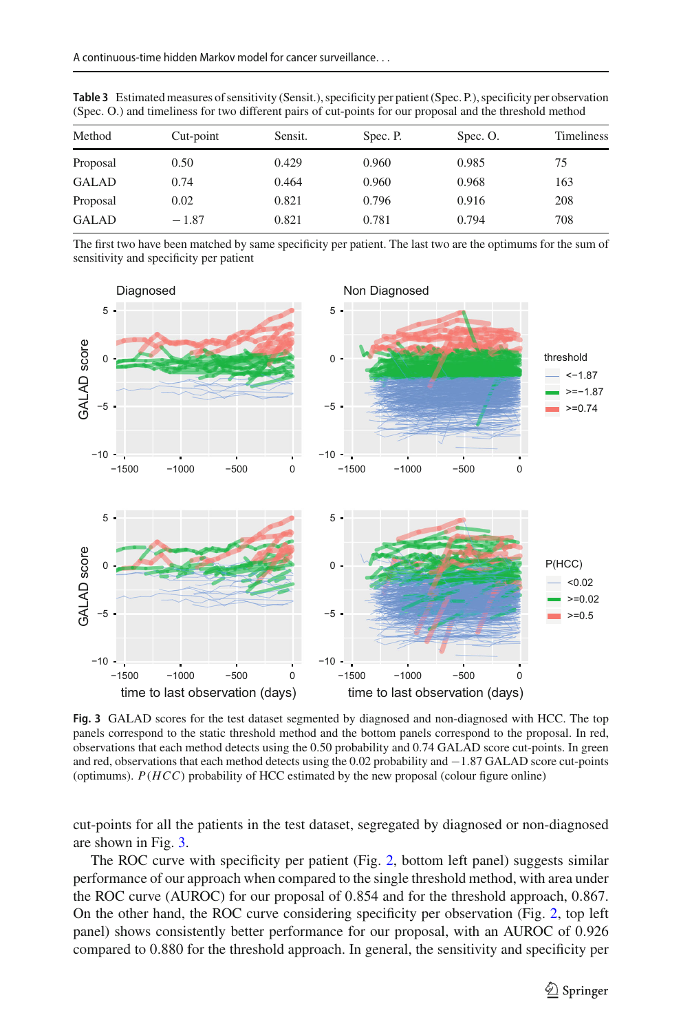**Table 3** Estimated measures of sensitivity (Sensit.), specificity per patient (Spec. P.), specificity per observation (Spec. O.) and timeliness for two different pairs of cut-points for our proposal and the threshold method

| Method | Cut-point | Sensit. | Spec. P. | Spec. O. | Timeliness |
|---|---|---|---|---|---|
| Proposal | 0.50 | 0.429 | 0.960 | 0.985 | 75 |
| GALAD | 0.74 | 0.464 | 0.960 | 0.968 | 163 |
| Proposal | 0.02 | 0.821 | 0.796 | 0.916 | 208 |
| GALAD | − 1.87 | 0.821 | 0.781 | 0.794 | 708 |

The first two have been matched by same specificity per patient. The last two are the optimums for the sum of sensitivity and specificity per patient

**Fig. 3** GALAD scores for the test dataset segmented by diagnosed and non-diagnosed with HCC. The top panels correspond to the static threshold method and the bottom panels correspond to the proposal. In red, observations that each method detects using the 0.50 probability and 0.74 GALAD score cut-points. In green and red, observations that each method detects using the 0.02 probability and −1.87 GALAD score cut-points (optimums). $P(HCC)$ probability of HCC estimated by the new proposal (colour figure online)

cut-points for all the patients in the test dataset, segregated by diagnosed or non-diagnosed are shown in Fig. 3.

The ROC curve with specificity per patient (Fig. 2, bottom left panel) suggests similar performance of our approach when compared to the single threshold method, with area under the ROC curve (AUROC) for our proposal of 0.854 and for the threshold approach, 0.867. On the other hand, the ROC curve considering specificity per observation (Fig. 2, top left panel) shows consistently better performance for our proposal, with an AUROC of 0.926 compared to 0.880 for the threshold approach. In general, the sensitivity and specificity per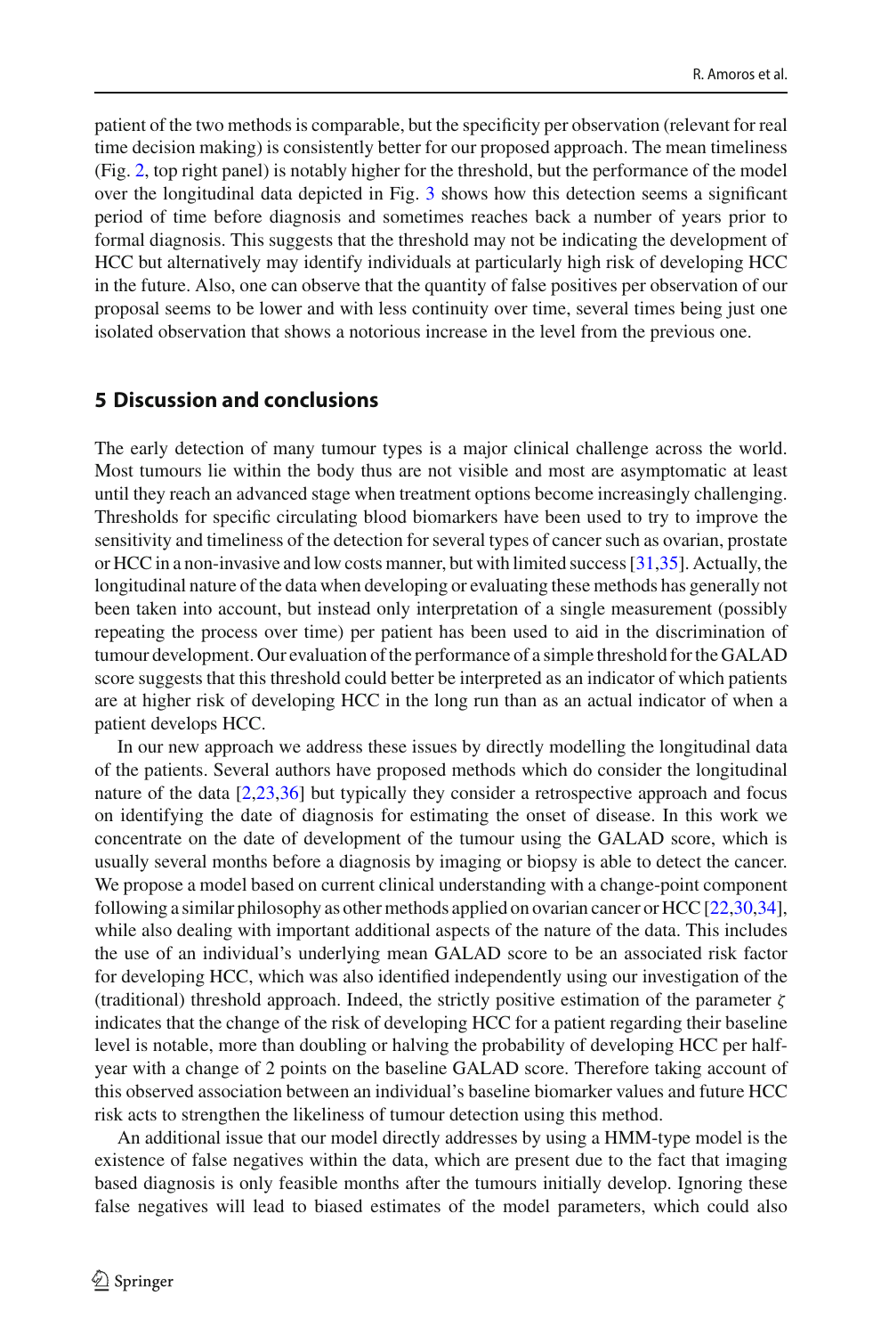patient of the two methods is comparable, but the specificity per observation (relevant for real time decision making) is consistently better for our proposed approach. The mean timeliness (Fig. 2, top right panel) is notably higher for the threshold, but the performance of the model over the longitudinal data depicted in Fig. 3 shows how this detection seems a significant period of time before diagnosis and sometimes reaches back a number of years prior to formal diagnosis. This suggests that the threshold may not be indicating the development of HCC but alternatively may identify individuals at particularly high risk of developing HCC in the future. Also, one can observe that the quantity of false positives per observation of our proposal seems to be lower and with less continuity over time, several times being just one isolated observation that shows a notorious increase in the level from the previous one.

## 5 Discussion and conclusions

The early detection of many tumour types is a major clinical challenge across the world. Most tumours lie within the body thus are not visible and most are asymptomatic at least until they reach an advanced stage when treatment options become increasingly challenging. Thresholds for specific circulating blood biomarkers have been used to try to improve the sensitivity and timeliness of the detection for several types of cancer such as ovarian, prostate or HCC in a non-invasive and low costs manner, but with limited success [31,35]. Actually, the longitudinal nature of the data when developing or evaluating these methods has generally not been taken into account, but instead only interpretation of a single measurement (possibly repeating the process over time) per patient has been used to aid in the discrimination of tumour development. Our evaluation of the performance of a simple threshold for the GALAD score suggests that this threshold could better be interpreted as an indicator of which patients are at higher risk of developing HCC in the long run than as an actual indicator of when a patient develops HCC.

In our new approach we address these issues by directly modelling the longitudinal data of the patients. Several authors have proposed methods which do consider the longitudinal nature of the data [2,23,36] but typically they consider a retrospective approach and focus on identifying the date of diagnosis for estimating the onset of disease. In this work we concentrate on the date of development of the tumour using the GALAD score, which is usually several months before a diagnosis by imaging or biopsy is able to detect the cancer. We propose a model based on current clinical understanding with a change-point component following a similar philosophy as other methods applied on ovarian cancer or HCC [22,30,34], while also dealing with important additional aspects of the nature of the data. This includes the use of an individual's underlying mean GALAD score to be an associated risk factor for developing HCC, which was also identified independently using our investigation of the (traditional) threshold approach. Indeed, the strictly positive estimation of the parameter $\zeta$ indicates that the change of the risk of developing HCC for a patient regarding their baseline level is notable, more than doubling or halving the probability of developing HCC per half-year with a change of 2 points on the baseline GALAD score. Therefore taking account of this observed association between an individual's baseline biomarker values and future HCC risk acts to strengthen the likeliness of tumour detection using this method.

An additional issue that our model directly addresses by using a HMM-type model is the existence of false negatives within the data, which are present due to the fact that imaging based diagnosis is only feasible months after the tumours initially develop. Ignoring these false negatives will lead to biased estimates of the model parameters, which could also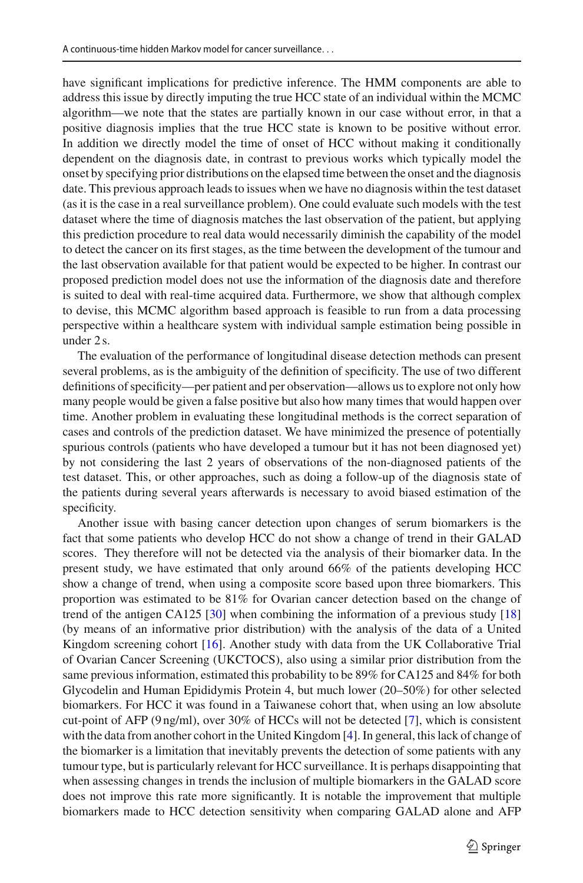have significant implications for predictive inference. The HMM components are able to address this issue by directly imputing the true HCC state of an individual within the MCMC algorithm—we note that the states are partially known in our case without error, in that a positive diagnosis implies that the true HCC state is known to be positive without error. In addition we directly model the time of onset of HCC without making it conditionally dependent on the diagnosis date, in contrast to previous works which typically model the onset by specifying prior distributions on the elapsed time between the onset and the diagnosis date. This previous approach leads to issues when we have no diagnosis within the test dataset (as it is the case in a real surveillance problem). One could evaluate such models with the test dataset where the time of diagnosis matches the last observation of the patient, but applying this prediction procedure to real data would necessarily diminish the capability of the model to detect the cancer on its first stages, as the time between the development of the tumour and the last observation available for that patient would be expected to be higher. In contrast our proposed prediction model does not use the information of the diagnosis date and therefore is suited to deal with real-time acquired data. Furthermore, we show that although complex to devise, this MCMC algorithm based approach is feasible to run from a data processing perspective within a healthcare system with individual sample estimation being possible in under 2 s.

The evaluation of the performance of longitudinal disease detection methods can present several problems, as is the ambiguity of the definition of specificity. The use of two different definitions of specificity—per patient and per observation—allows us to explore not only how many people would be given a false positive but also how many times that would happen over time. Another problem in evaluating these longitudinal methods is the correct separation of cases and controls of the prediction dataset. We have minimized the presence of potentially spurious controls (patients who have developed a tumour but it has not been diagnosed yet) by not considering the last 2 years of observations of the non-diagnosed patients of the test dataset. This, or other approaches, such as doing a follow-up of the diagnosis state of the patients during several years afterwards is necessary to avoid biased estimation of the specificity.

Another issue with basing cancer detection upon changes of serum biomarkers is the fact that some patients who develop HCC do not show a change of trend in their GALAD scores. They therefore will not be detected via the analysis of their biomarker data. In the present study, we have estimated that only around 66% of the patients developing HCC show a change of trend, when using a composite score based upon three biomarkers. This proportion was estimated to be 81% for Ovarian cancer detection based on the change of trend of the antigen CA125 [30] when combining the information of a previous study [18] (by means of an informative prior distribution) with the analysis of the data of a United Kingdom screening cohort [16]. Another study with data from the UK Collaborative Trial of Ovarian Cancer Screening (UKCTOCS), also using a similar prior distribution from the same previous information, estimated this probability to be 89% for CA125 and 84% for both Glycodelin and Human Epididymis Protein 4, but much lower (20–50%) for other selected biomarkers. For HCC it was found in a Taiwanese cohort that, when using an low absolute cut-point of AFP (9 ng/ml), over 30% of HCCs will not be detected [7], which is consistent with the data from another cohort in the United Kingdom [4]. In general, this lack of change of the biomarker is a limitation that inevitably prevents the detection of some patients with any tumour type, but is particularly relevant for HCC surveillance. It is perhaps disappointing that when assessing changes in trends the inclusion of multiple biomarkers in the GALAD score does not improve this rate more significantly. It is notable the improvement that multiple biomarkers made to HCC detection sensitivity when comparing GALAD alone and AFP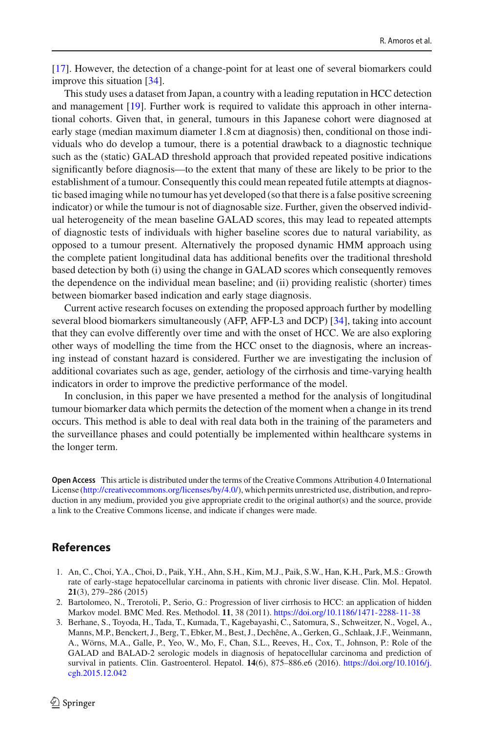[17]. However, the detection of a change-point for at least one of several biomarkers could improve this situation [34].

This study uses a dataset from Japan, a country with a leading reputation in HCC detection and management [19]. Further work is required to validate this approach in other international cohorts. Given that, in general, tumours in this Japanese cohort were diagnosed at early stage (median maximum diameter 1.8 cm at diagnosis) then, conditional on those individuals who do develop a tumour, there is a potential drawback to a diagnostic technique such as the (static) GALAD threshold approach that provided repeated positive indications significantly before diagnosis—to the extent that many of these are likely to be prior to the establishment of a tumour. Consequently this could mean repeated futile attempts at diagnostic based imaging while no tumour has yet developed (so that there is a false positive screening indicator) or while the tumour is not of diagnosable size. Further, given the observed individual heterogeneity of the mean baseline GALAD scores, this may lead to repeated attempts of diagnostic tests of individuals with higher baseline scores due to natural variability, as opposed to a tumour present. Alternatively the proposed dynamic HMM approach using the complete patient longitudinal data has additional benefits over the traditional threshold based detection by both (i) using the change in GALAD scores which consequently removes the dependence on the individual mean baseline; and (ii) providing realistic (shorter) times between biomarker based indication and early stage diagnosis.

Current active research focuses on extending the proposed approach further by modelling several blood biomarkers simultaneously (AFP, AFP-L3 and DCP) [34], taking into account that they can evolve differently over time and with the onset of HCC. We are also exploring other ways of modelling the time from the HCC onset to the diagnosis, where an increasing instead of constant hazard is considered. Further we are investigating the inclusion of additional covariates such as age, gender, aetiology of the cirrhosis and time-varying health indicators in order to improve the predictive performance of the model.

In conclusion, in this paper we have presented a method for the analysis of longitudinal tumour biomarker data which permits the detection of the moment when a change in its trend occurs. This method is able to deal with real data both in the training of the parameters and the surveillance phases and could potentially be implemented within healthcare systems in the longer term.

**Open Access** This article is distributed under the terms of the Creative Commons Attribution 4.0 International License (http://creativecommons.org/licenses/by/4.0/), which permits unrestricted use, distribution, and reproduction in any medium, provided you give appropriate credit to the original author(s) and the source, provide a link to the Creative Commons license, and indicate if changes were made.

## References

1. An, C., Choi, Y.A., Choi, D., Paik, Y.H., Ahn, S.H., Kim, M.J., Paik, S.W., Han, K.H., Park, M.S.: Growth rate of early-stage hepatocellular carcinoma in patients with chronic liver disease. Clin. Mol. Hepatol. **21**(3), 279–286 (2015)
2. Bartolomeo, N., Trerotoli, P., Serio, G.: Progression of liver cirrhosis to HCC: an application of hidden Markov model. BMC Med. Res. Methodol. **11**, 38 (2011). https://doi.org/10.1186/1471-2288-11-38
3. Berhane, S., Toyoda, H., Tada, T., Kumada, T., Kagebayashi, C., Satomura, S., Schweitzer, N., Vogel, A., Manns, M.P., Benckert, J., Berg, T., Ebker, M., Best, J., Dechêne, A., Gerken, G., Schlaak, J.F., Weinmann, A., Wörns, M.A., Galle, P., Yeo, W., Mo, F., Chan, S.L., Reeves, H., Cox, T., Johnson, P.: Role of the GALAD and BALAD-2 serologic models in diagnosis of hepatocellular carcinoma and prediction of survival in patients. Clin. Gastroenterol. Hepatol. **14**(6), 875–886.e6 (2016). https://doi.org/10.1016/j.cgh.2015.12.042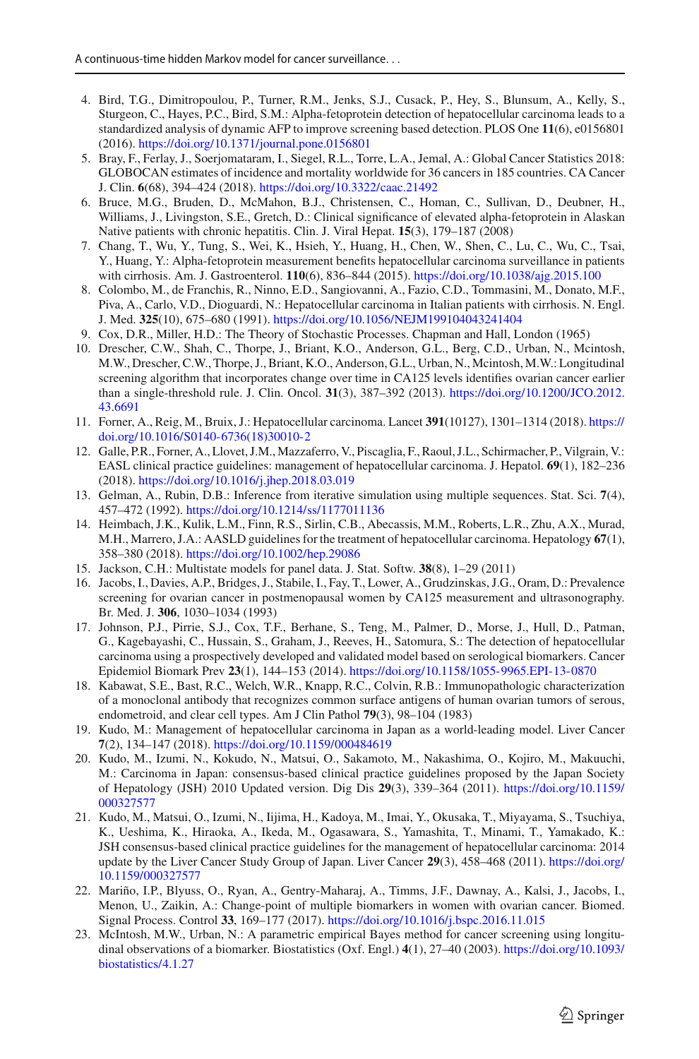4. Bird, T.G., Dimitropoulou, P., Turner, R.M., Jenks, S.J., Cusack, P., Hey, S., Blunsum, A., Kelly, S., Sturgeon, C., Hayes, P.C., Bird, S.M.: Alpha-fetoprotein detection of hepatocellular carcinoma leads to a standardized analysis of dynamic AFP to improve screening based detection. PLOS One **11**(6), e0156801 (2016). https://doi.org/10.1371/journal.pone.0156801
5. Bray, F., Ferlay, J., Soerjomataram, I., Siegel, R.L., Torre, L.A., Jemal, A.: Global Cancer Statistics 2018: GLOBOCAN estimates of incidence and mortality worldwide for 36 cancers in 185 countries. CA Cancer J. Clin. **6**(68), 394–424 (2018). https://doi.org/10.3322/caac.21492
6. Bruce, M.G., Bruden, D., McMahon, B.J., Christensen, C., Homan, C., Sullivan, D., Deubner, H., Williams, J., Livingston, S.E., Gretch, D.: Clinical significance of elevated alpha-fetoprotein in Alaskan Native patients with chronic hepatitis. Clin. J. Viral Hepat. **15**(3), 179–187 (2008)
7. Chang, T., Wu, Y., Tung, S., Wei, K., Hsieh, Y., Huang, H., Chen, W., Shen, C., Lu, C., Wu, C., Tsai, Y., Huang, Y.: Alpha-fetoprotein measurement benefits hepatocellular carcinoma surveillance in patients with cirrhosis. Am. J. Gastroenterol. **110**(6), 836–844 (2015). https://doi.org/10.1038/ajg.2015.100
8. Colombo, M., de Franchis, R., Ninno, E.D., Sangiovanni, A., Fazio, C.D., Tommasini, M., Donato, M.F., Piva, A., Carlo, V.D., Dioguardi, N.: Hepatocellular carcinoma in Italian patients with cirrhosis. N. Engl. J. Med. **325**(10), 675–680 (1991). https://doi.org/10.1056/NEJM199104043241404
9. Cox, D.R., Miller, H.D.: The Theory of Stochastic Processes. Chapman and Hall, London (1965)
10. Drescher, C.W., Shah, C., Thorpe, J., Briant, K.O., Anderson, G.L., Berg, C.D., Urban, N., Mcintosh, M.W., Drescher, C.W., Thorpe, J., Briant, K.O., Anderson, G.L., Urban, N., Mcintosh, M.W.: Longitudinal screening algorithm that incorporates change over time in CA125 levels identifies ovarian cancer earlier than a single-threshold rule. J. Clin. Oncol. **31**(3), 387–392 (2013). https://doi.org/10.1200/JCO.2012.43.6691
11. Forner, A., Reig, M., Bruix, J.: Hepatocellular carcinoma. Lancet **391**(10127), 1301–1314 (2018). https://doi.org/10.1016/S0140-6736(18)30010-2
12. Galle, P.R., Forner, A., Llovet, J.M., Mazzaferro, V., Piscaglia, F., Raoul, J.L., Schirmacher, P., Vilgrain, V.: EASL clinical practice guidelines: management of hepatocellular carcinoma. J. Hepatol. **69**(1), 182–236 (2018). https://doi.org/10.1016/j.jhep.2018.03.019
13. Gelman, A., Rubin, D.B.: Inference from iterative simulation using multiple sequences. Stat. Sci. **7**(4), 457–472 (1992). https://doi.org/10.1214/ss/1177011136
14. Heimbach, J.K., Kulik, L.M., Finn, R.S., Sirlin, C.B., Abecassis, M.M., Roberts, L.R., Zhu, A.X., Murad, M.H., Marrero, J.A.: AASLD guidelines for the treatment of hepatocellular carcinoma. Hepatology **67**(1), 358–380 (2018). https://doi.org/10.1002/hep.29086
15. Jackson, C.H.: Multistate models for panel data. J. Stat. Softw. **38**(8), 1–29 (2011)
16. Jacobs, I., Davies, A.P., Bridges, J., Stabile, I., Fay, T., Lower, A., Grudzinskas, J.G., Oram, D.: Prevalence screening for ovarian cancer in postmenopausal women by CA125 measurement and ultrasonography. Br. Med. J. **306**, 1030–1034 (1993)
17. Johnson, P.J., Pirrie, S.J., Cox, T.F., Berhane, S., Teng, M., Palmer, D., Morse, J., Hull, D., Patman, G., Kagebayashi, C., Hussain, S., Graham, J., Reeves, H., Satomura, S.: The detection of hepatocellular carcinoma using a prospectively developed and validated model based on serological biomarkers. Cancer Epidemiol Biomark Prev **23**(1), 144–153 (2014). https://doi.org/10.1158/1055-9965.EPI-13-0870
18. Kabawat, S.E., Bast, R.C., Welch, W.R., Knapp, R.C., Colvin, R.B.: Immunopathologic characterization of a monoclonal antibody that recognizes common surface antigens of human ovarian tumors of serous, endometroid, and clear cell types. Am J Clin Pathol **79**(3), 98–104 (1983)
19. Kudo, M.: Management of hepatocellular carcinoma in Japan as a world-leading model. Liver Cancer **7**(2), 134–147 (2018). https://doi.org/10.1159/000484619
20. Kudo, M., Izumi, N., Kokudo, N., Matsui, O., Sakamoto, M., Nakashima, O., Kojiro, M., Makuuchi, M.: Carcinoma in Japan: consensus-based clinical practice guidelines proposed by the Japan Society of Hepatology (JSH) 2010 Updated version. Dig Dis **29**(3), 339–364 (2011). https://doi.org/10.1159/000327577
21. Kudo, M., Matsui, O., Izumi, N., Iijima, H., Kadoya, M., Imai, Y., Okusaka, T., Miyayama, S., Tsuchiya, K., Ueshima, K., Hiraoka, A., Ikeda, M., Ogasawara, S., Yamashita, T., Minami, T., Yamakado, K.: JSH consensus-based clinical practice guidelines for the management of hepatocellular carcinoma: 2014 update by the Liver Cancer Study Group of Japan. Liver Cancer **29**(3), 458–468 (2011). https://doi.org/10.1159/000327577
22. Mariño, I.P., Blyuss, O., Ryan, A., Gentry-Maharaj, A., Timms, J.F., Dawnay, A., Kalsi, J., Jacobs, I., Menon, U., Zaikin, A.: Change-point of multiple biomarkers in women with ovarian cancer. Biomed. Signal Process. Control **33**, 169–177 (2017). https://doi.org/10.1016/j.bspc.2016.11.015
23. McIntosh, M.W., Urban, N.: A parametric empirical Bayes method for cancer screening using longitudinal observations of a biomarker. Biostatistics (Oxf. Engl.) **4**(1), 27–40 (2003). https://doi.org/10.1093/biostatistics/4.1.27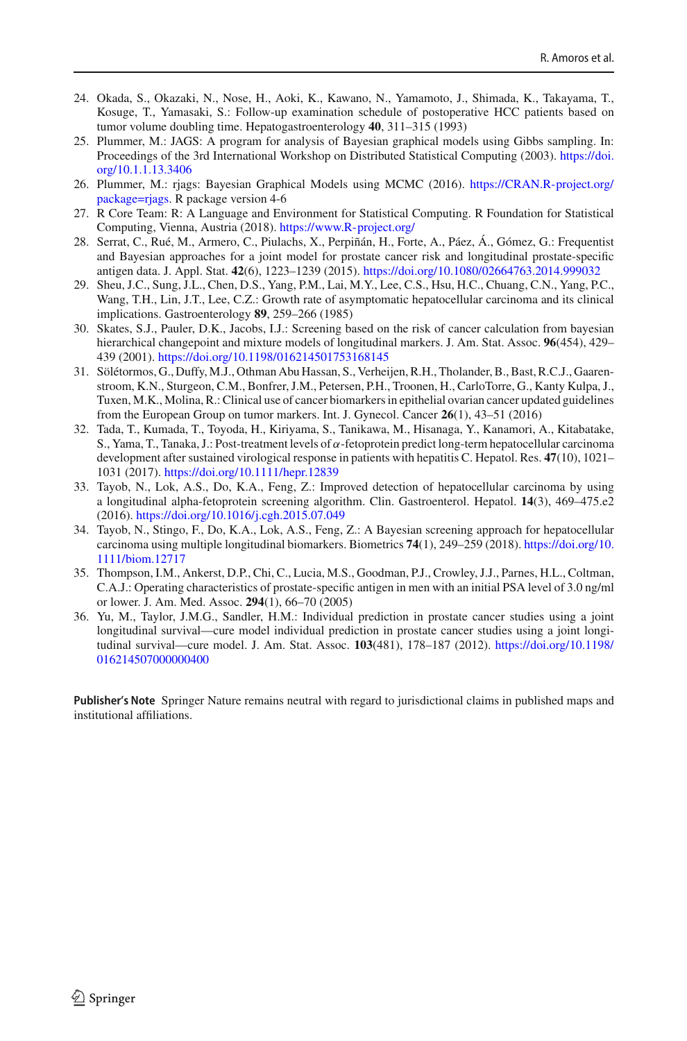24. Okada, S., Okazaki, N., Nose, H., Aoki, K., Kawano, N., Yamamoto, J., Shimada, K., Takayama, T., Kosuge, T., Yamasaki, S.: Follow-up examination schedule of postoperative HCC patients based on tumor volume doubling time. Hepatogastroenterology **40**, 311–315 (1993)
25. Plummer, M.: JAGS: A program for analysis of Bayesian graphical models using Gibbs sampling. In: Proceedings of the 3rd International Workshop on Distributed Statistical Computing (2003). https://doi.org/10.1.1.13.3406
26. Plummer, M.: rjags: Bayesian Graphical Models using MCMC (2016). https://CRAN.R-project.org/package=rjags. R package version 4-6
27. R Core Team: R: A Language and Environment for Statistical Computing. R Foundation for Statistical Computing, Vienna, Austria (2018). https://www.R-project.org/
28. Serrat, C., Rué, M., Armero, C., Piulachs, X., Perpiñán, H., Forte, A., Páez, Á., Gómez, G.: Frequentist and Bayesian approaches for a joint model for prostate cancer risk and longitudinal prostate-specific antigen data. J. Appl. Stat. **42**(6), 1223–1239 (2015). https://doi.org/10.1080/02664763.2014.999032
29. Sheu, J.C., Sung, J.L., Chen, D.S., Yang, P.M., Lai, M.Y., Lee, C.S., Hsu, H.C., Chuang, C.N., Yang, P.C., Wang, T.H., Lin, J.T., Lee, C.Z.: Growth rate of asymptomatic hepatocellular carcinoma and its clinical implications. Gastroenterology **89**, 259–266 (1985)
30. Skates, S.J., Pauler, D.K., Jacobs, I.J.: Screening based on the risk of cancer calculation from bayesian hierarchical changepoint and mixture models of longitudinal markers. J. Am. Stat. Assoc. **96**(454), 429–439 (2001). https://doi.org/10.1198/016214501753168145
31. Sölétormos, G., Duffy, M.J., Othman Abu Hassan, S., Verheijen, R.H., Tholander, B., Bast, R.C.J., Gaarenstroom, K.N., Sturgeon, C.M., Bonfrer, J.M., Petersen, P.H., Troonen, H., CarloTorre, G., Kanty Kulpa, J., Tuxen, M.K., Molina, R.: Clinical use of cancer biomarkers in epithelial ovarian cancer updated guidelines from the European Group on tumor markers. Int. J. Gynecol. Cancer **26**(1), 43–51 (2016)
32. Tada, T., Kumada, T., Toyoda, H., Kiriyama, S., Tanikawa, M., Hisanaga, Y., Kanamori, A., Kitabatake, S., Yama, T., Tanaka, J.: Post-treatment levels of $\alpha$-fetoprotein predict long-term hepatocellular carcinoma development after sustained virological response in patients with hepatitis C. Hepatol. Res. **47**(10), 1021–1031 (2017). https://doi.org/10.1111/hepr.12839
33. Tayob, N., Lok, A.S., Do, K.A., Feng, Z.: Improved detection of hepatocellular carcinoma by using a longitudinal alpha-fetoprotein screening algorithm. Clin. Gastroenterol. Hepatol. **14**(3), 469–475.e2 (2016). https://doi.org/10.1016/j.cgh.2015.07.049
34. Tayob, N., Stingo, F., Do, K.A., Lok, A.S., Feng, Z.: A Bayesian screening approach for hepatocellular carcinoma using multiple longitudinal biomarkers. Biometrics **74**(1), 249–259 (2018). https://doi.org/10.1111/biom.12717
35. Thompson, I.M., Ankerst, D.P., Chi, C., Lucia, M.S., Goodman, P.J., Crowley, J.J., Parnes, H.L., Coltman, C.A.J.: Operating characteristics of prostate-specific antigen in men with an initial PSA level of 3.0 ng/ml or lower. J. Am. Med. Assoc. **294**(1), 66–70 (2005)
36. Yu, M., Taylor, J.M.G., Sandler, H.M.: Individual prediction in prostate cancer studies using a joint longitudinal survival—cure model individual prediction in prostate cancer studies using a joint longitudinal survival—cure model. J. Am. Stat. Assoc. **103**(481), 178–187 (2012). https://doi.org/10.1198/016214507000000400

**Publisher's Note** Springer Nature remains neutral with regard to jurisdictional claims in published maps and institutional affiliations.